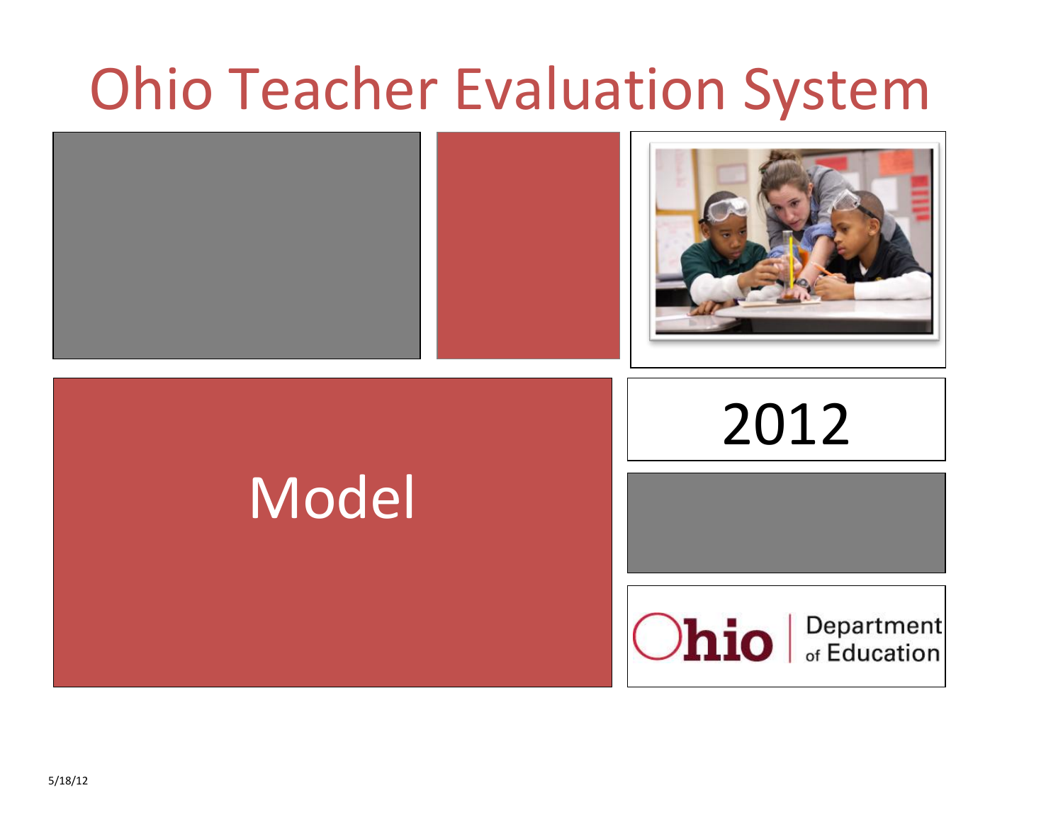# Ohio Teacher Evaluation System

# Model

2012

Ohio Department of Education

5/18/12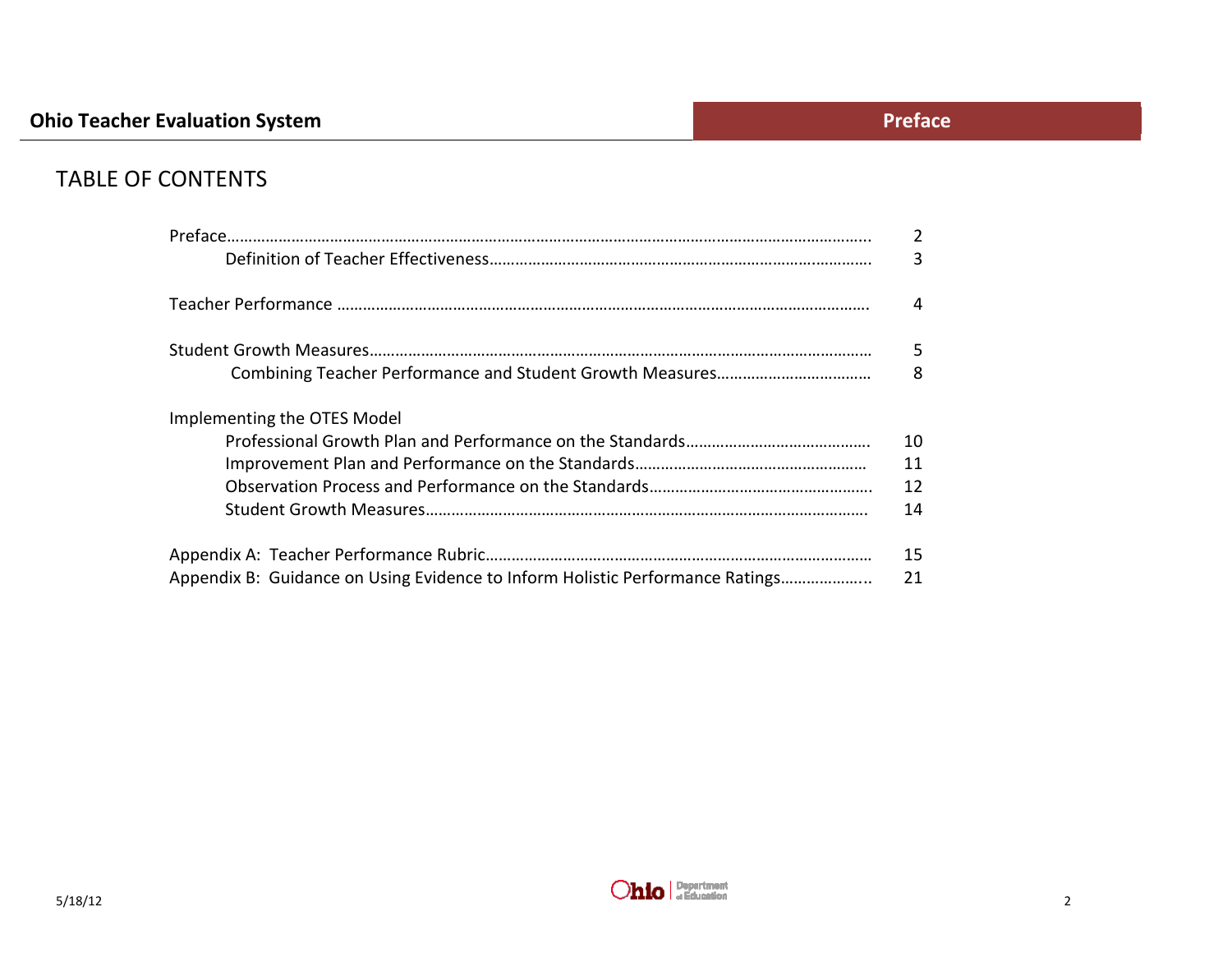# TABLE OF CONTENTS

| | |
|---|---|
| Preface | 2 |
| Definition of Teacher Effectiveness | 3 |
| Teacher Performance | 4 |
| Student Growth Measures | 5 |
| Combining Teacher Performance and Student Growth Measures | 8 |
| Implementing the OTES Model | |
| Professional Growth Plan and Performance on the Standards | 10 |
| Improvement Plan and Performance on the Standards | 11 |
| Observation Process and Performance on the Standards | 12 |
| Student Growth Measures | 14 |
| Appendix A: Teacher Performance Rubric | 15 |
| Appendix B: Guidance on Using Evidence to Inform Holistic Performance Ratings | 21 |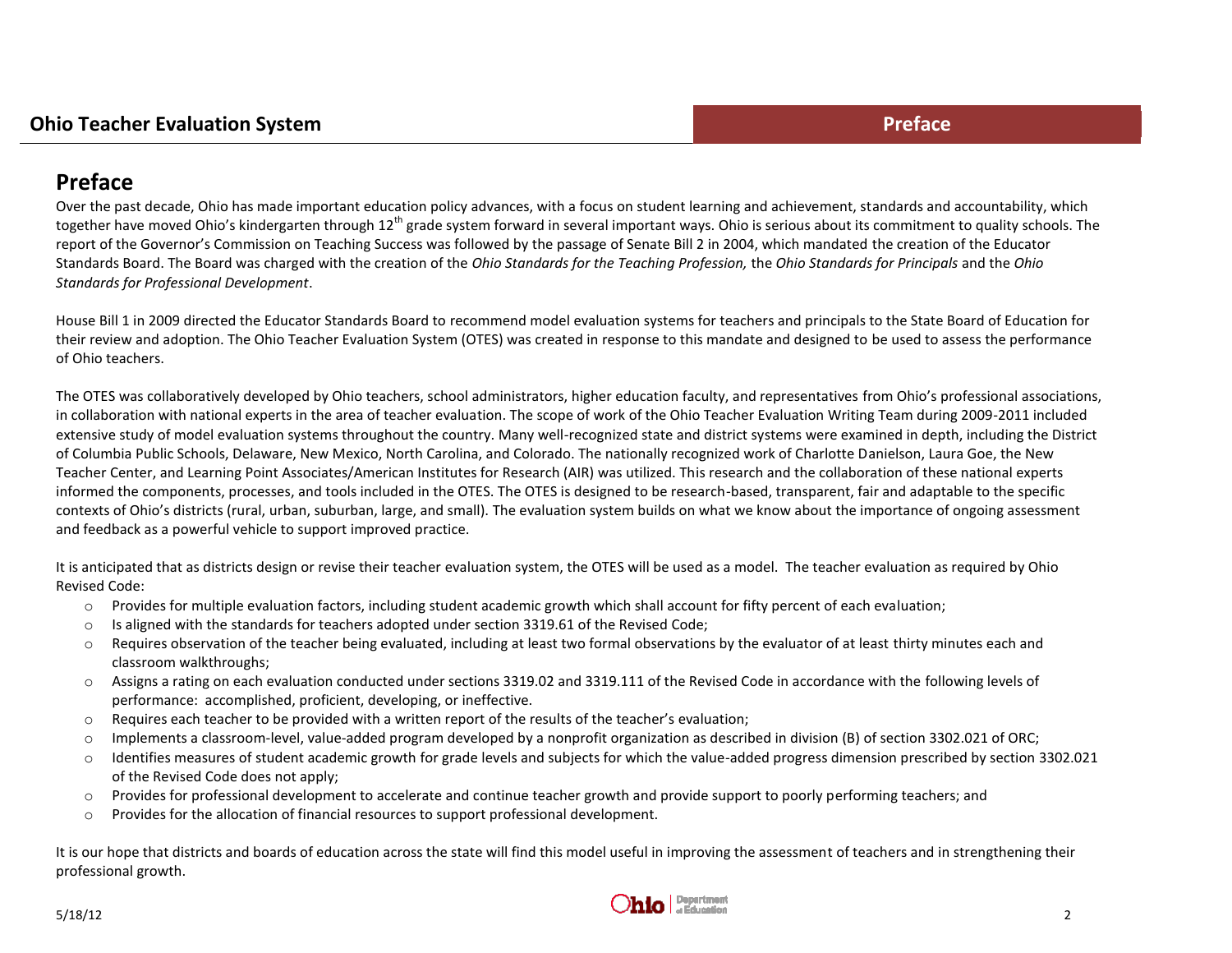# Preface

Over the past decade, Ohio has made important education policy advances, with a focus on student learning and achievement, standards and accountability, which together have moved Ohio's kindergarten through 12th grade system forward in several important ways. Ohio is serious about its commitment to quality schools. The report of the Governor's Commission on Teaching Success was followed by the passage of Senate Bill 2 in 2004, which mandated the creation of the Educator Standards Board. The Board was charged with the creation of the *Ohio Standards for the Teaching Profession,* the *Ohio Standards for Principals* and the *Ohio Standards for Professional Development*.

House Bill 1 in 2009 directed the Educator Standards Board to recommend model evaluation systems for teachers and principals to the State Board of Education for their review and adoption. The Ohio Teacher Evaluation System (OTES) was created in response to this mandate and designed to be used to assess the performance of Ohio teachers.

The OTES was collaboratively developed by Ohio teachers, school administrators, higher education faculty, and representatives from Ohio's professional associations, in collaboration with national experts in the area of teacher evaluation. The scope of work of the Ohio Teacher Evaluation Writing Team during 2009-2011 included extensive study of model evaluation systems throughout the country. Many well-recognized state and district systems were examined in depth, including the District of Columbia Public Schools, Delaware, New Mexico, North Carolina, and Colorado. The nationally recognized work of Charlotte Danielson, Laura Goe, the New Teacher Center, and Learning Point Associates/American Institutes for Research (AIR) was utilized. This research and the collaboration of these national experts informed the components, processes, and tools included in the OTES. The OTES is designed to be research-based, transparent, fair and adaptable to the specific contexts of Ohio's districts (rural, urban, suburban, large, and small). The evaluation system builds on what we know about the importance of ongoing assessment and feedback as a powerful vehicle to support improved practice.

It is anticipated that as districts design or revise their teacher evaluation system, the OTES will be used as a model. The teacher evaluation as required by Ohio Revised Code:

- Provides for multiple evaluation factors, including student academic growth which shall account for fifty percent of each evaluation;
- Is aligned with the standards for teachers adopted under section 3319.61 of the Revised Code;
- Requires observation of the teacher being evaluated, including at least two formal observations by the evaluator of at least thirty minutes each and classroom walkthroughs;
- Assigns a rating on each evaluation conducted under sections 3319.02 and 3319.111 of the Revised Code in accordance with the following levels of performance: accomplished, proficient, developing, or ineffective.
- Requires each teacher to be provided with a written report of the results of the teacher's evaluation;
- Implements a classroom-level, value-added program developed by a nonprofit organization as described in division (B) of section 3302.021 of ORC;
- Identifies measures of student academic growth for grade levels and subjects for which the value-added progress dimension prescribed by section 3302.021 of the Revised Code does not apply;
- Provides for professional development to accelerate and continue teacher growth and provide support to poorly performing teachers; and
- Provides for the allocation of financial resources to support professional development.

It is our hope that districts and boards of education across the state will find this model useful in improving the assessment of teachers and in strengthening their professional growth.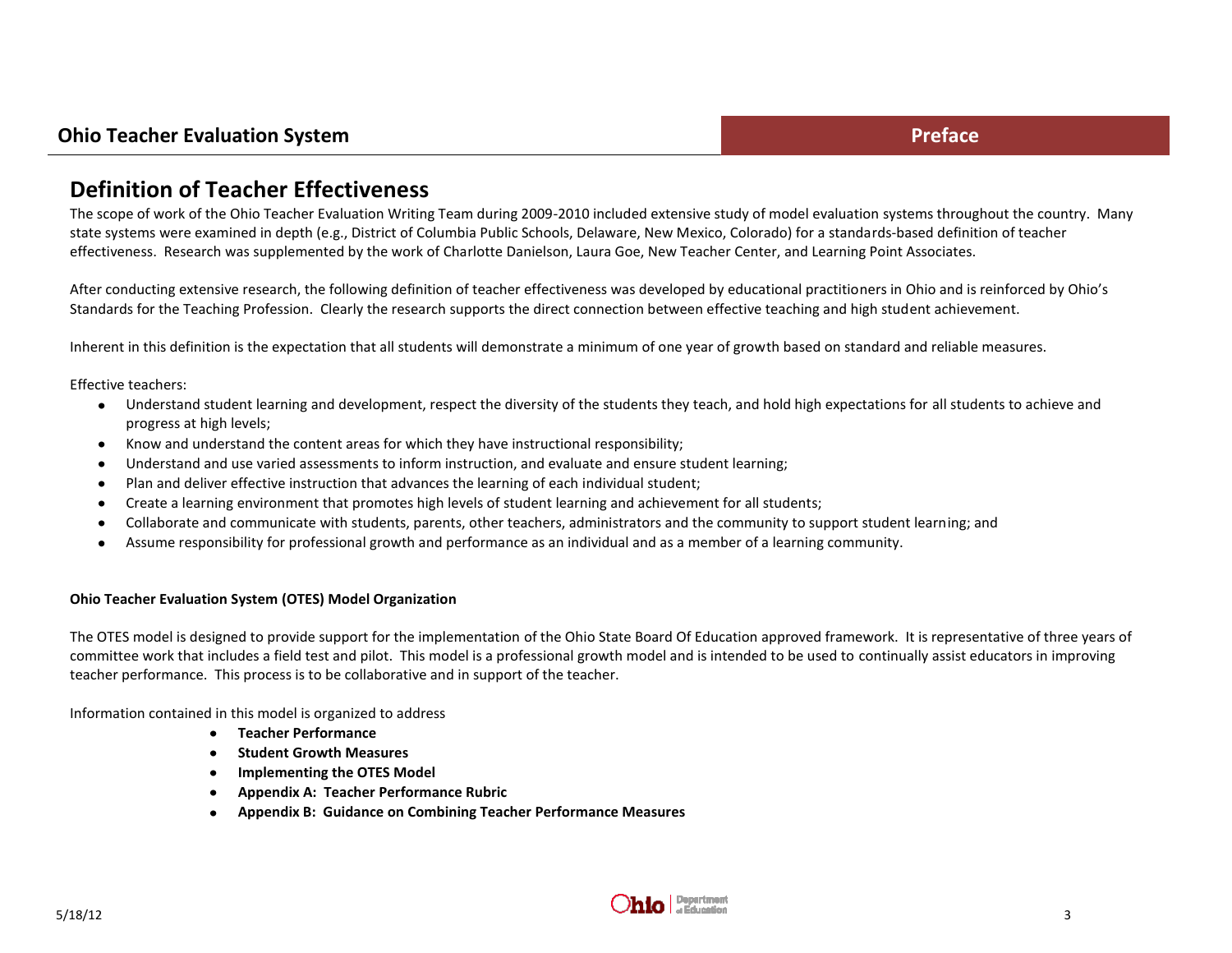## Definition of Teacher Effectiveness

The scope of work of the Ohio Teacher Evaluation Writing Team during 2009-2010 included extensive study of model evaluation systems throughout the country. Many state systems were examined in depth (e.g., District of Columbia Public Schools, Delaware, New Mexico, Colorado) for a standards-based definition of teacher effectiveness. Research was supplemented by the work of Charlotte Danielson, Laura Goe, New Teacher Center, and Learning Point Associates.

After conducting extensive research, the following definition of teacher effectiveness was developed by educational practitioners in Ohio and is reinforced by Ohio's Standards for the Teaching Profession. Clearly the research supports the direct connection between effective teaching and high student achievement.

Inherent in this definition is the expectation that all students will demonstrate a minimum of one year of growth based on standard and reliable measures.

Effective teachers:

- Understand student learning and development, respect the diversity of the students they teach, and hold high expectations for all students to achieve and progress at high levels;
- Know and understand the content areas for which they have instructional responsibility;
- Understand and use varied assessments to inform instruction, and evaluate and ensure student learning;
- Plan and deliver effective instruction that advances the learning of each individual student;
- Create a learning environment that promotes high levels of student learning and achievement for all students;
- Collaborate and communicate with students, parents, other teachers, administrators and the community to support student learning; and
- Assume responsibility for professional growth and performance as an individual and as a member of a learning community.

### Ohio Teacher Evaluation System (OTES) Model Organization

The OTES model is designed to provide support for the implementation of the Ohio State Board Of Education approved framework. It is representative of three years of committee work that includes a field test and pilot. This model is a professional growth model and is intended to be used to continually assist educators in improving teacher performance. This process is to be collaborative and in support of the teacher.

Information contained in this model is organized to address

- **Teacher Performance**
- **Student Growth Measures**
- **Implementing the OTES Model**
- **Appendix A: Teacher Performance Rubric**
- **Appendix B: Guidance on Combining Teacher Performance Measures**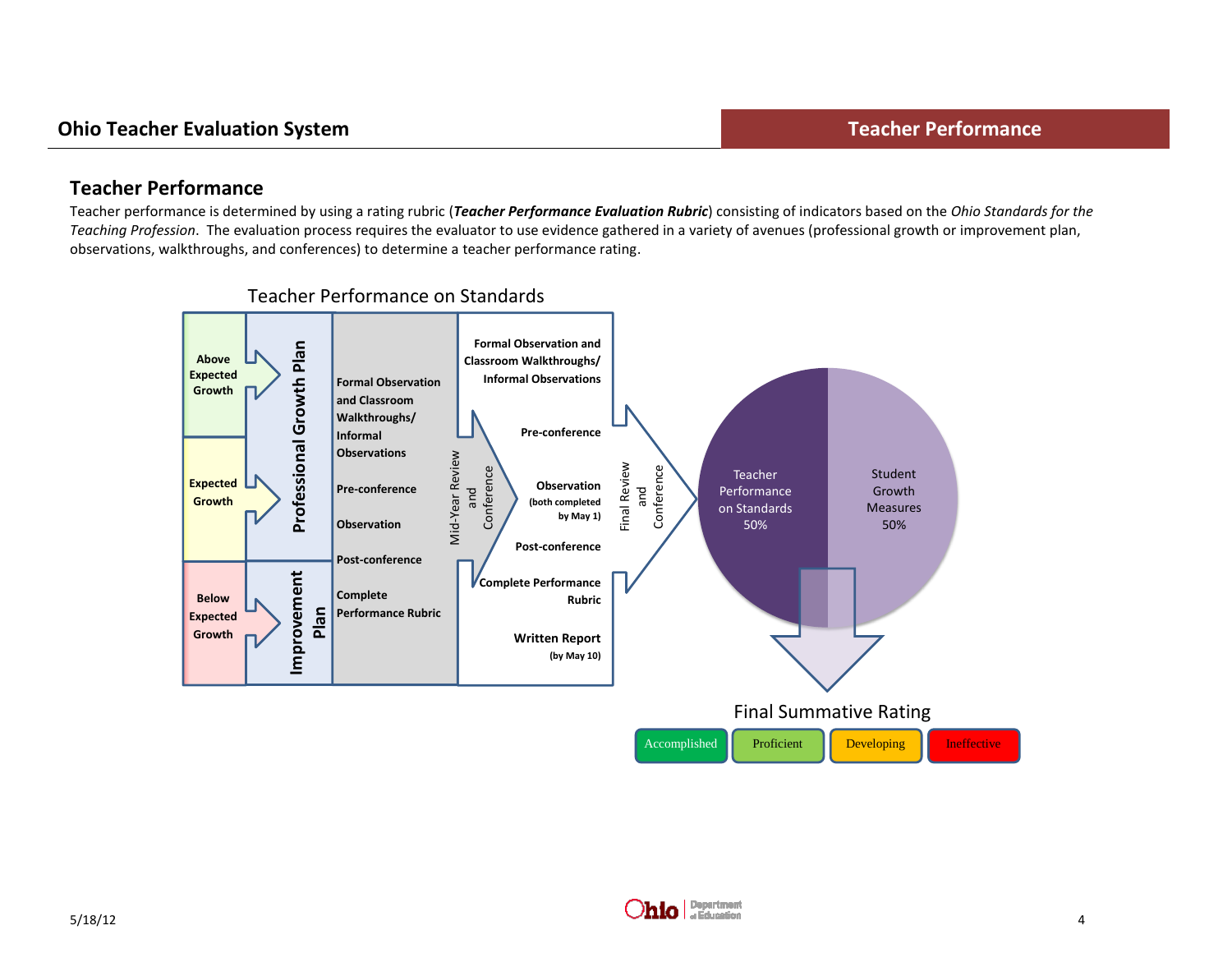## Teacher Performance

Teacher performance is determined by using a rating rubric (***Teacher Performance Evaluation Rubric***) consisting of indicators based on the *Ohio Standards for the Teaching Profession*. The evaluation process requires the evaluator to use evidence gathered in a variety of avenues (professional growth or improvement plan, observations, walkthroughs, and conferences) to determine a teacher performance rating.

Teacher Performance on Standards

Above Expected Growth

Expected Growth

Below Expected Growth

Professional Growth Plan

Improvement Plan

Formal Observation and Classroom Walkthroughs/ Informal Observations

Pre-conference

Observation

Post-conference

Complete Performance Rubric

Mid-Year Review and Conference

Formal Observation and Classroom Walkthroughs/ Informal Observations

Pre-conference

Observation (both completed by May 1)

Post-conference

Complete Performance Rubric

Written Report (by May 10)

Final Review and Conference

Teacher Performance on Standards 50%

Student Growth Measures 50%

Final Summative Rating

Accomplished | Proficient | Developing | Ineffective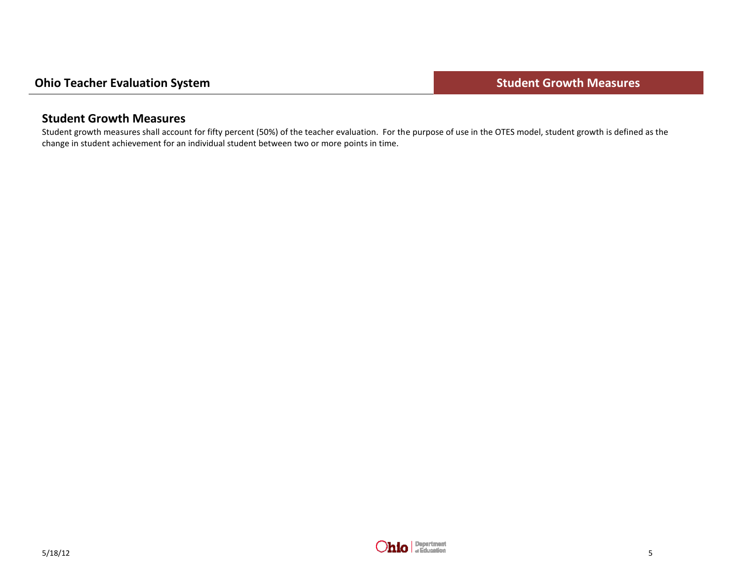## Student Growth Measures

Student growth measures shall account for fifty percent (50%) of the teacher evaluation. For the purpose of use in the OTES model, student growth is defined as the change in student achievement for an individual student between two or more points in time.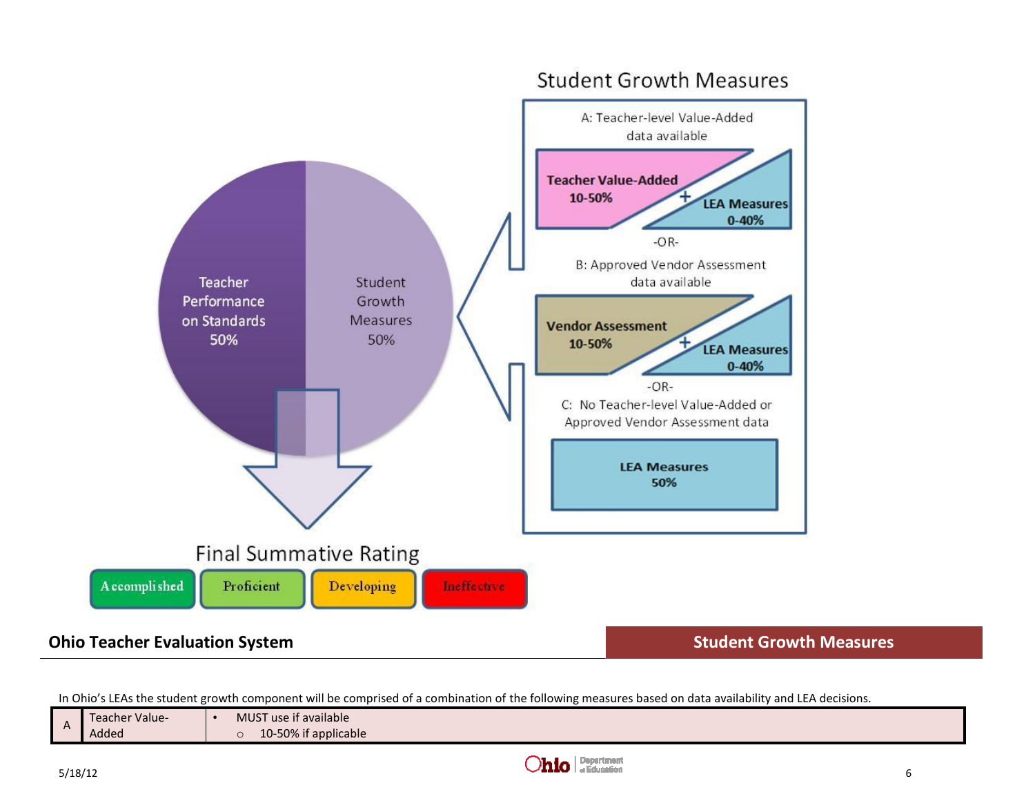Student Growth Measures

A: Teacher-level Value-Added data available

**Teacher Value-Added 10-50%** + **LEA Measures 0-40%**

-OR-

B: Approved Vendor Assessment data available

**Vendor Assessment 10-50%** + **LEA Measures 0-40%**

-OR-

C: No Teacher-level Value-Added or Approved Vendor Assessment data

**LEA Measures 50%**

Teacher Performance on Standards 50%

Student Growth Measures 50%

Final Summative Rating

Accomplished | Proficient | Developing | Ineffective

## Ohio Teacher Evaluation System

## Student Growth Measures

In Ohio's LEAs the student growth component will be comprised of a combination of the following measures based on data availability and LEA decisions.

| | | |
|---|---|---|
| A | Teacher Value-Added | • MUST use if available<br>○ 10-50% if applicable |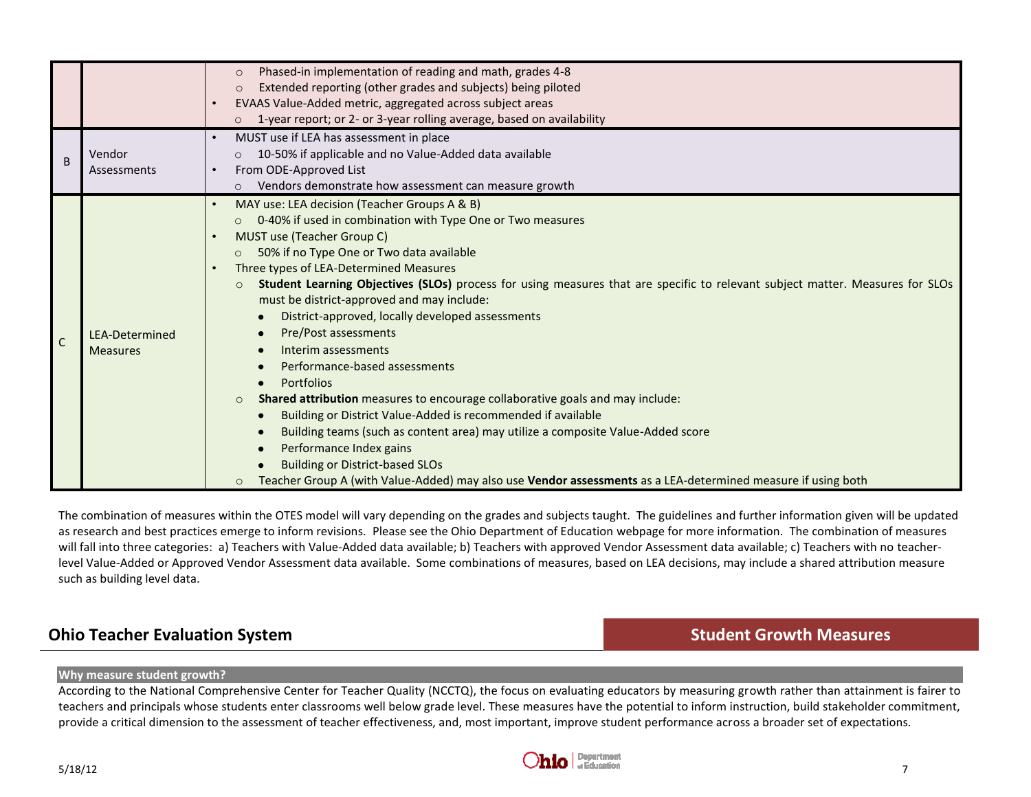| | | |
|---|---|---|
| | | ○ Phased-in implementation of reading and math, grades 4-8<br>○ Extended reporting (other grades and subjects) being piloted<br>• EVAAS Value-Added metric, aggregated across subject areas<br>○ 1-year report; or 2- or 3-year rolling average, based on availability |
| B | Vendor Assessments | • MUST use if LEA has assessment in place<br>○ 10-50% if applicable and no Value-Added data available<br>• From ODE-Approved List<br>○ Vendors demonstrate how assessment can measure growth |
| C | LEA-Determined Measures | • MAY use: LEA decision (Teacher Groups A & B)<br>○ 0-40% if used in combination with Type One or Two measures<br>• MUST use (Teacher Group C)<br>○ 50% if no Type One or Two data available<br>• Three types of LEA-Determined Measures<br>○ **Student Learning Objectives (SLOs)** process for using measures that are specific to relevant subject matter. Measures for SLOs must be district-approved and may include:<br>● District-approved, locally developed assessments<br>● Pre/Post assessments<br>● Interim assessments<br>● Performance-based assessments<br>● Portfolios<br>○ **Shared attribution** measures to encourage collaborative goals and may include:<br>● Building or District Value-Added is recommended if available<br>● Building teams (such as content area) may utilize a composite Value-Added score<br>● Performance Index gains<br>● Building or District-based SLOs<br>○ Teacher Group A (with Value-Added) may also use **Vendor assessments** as a LEA-determined measure if using both |

The combination of measures within the OTES model will vary depending on the grades and subjects taught. The guidelines and further information given will be updated as research and best practices emerge to inform revisions. Please see the Ohio Department of Education webpage for more information. The combination of measures will fall into three categories: a) Teachers with Value-Added data available; b) Teachers with approved Vendor Assessment data available; c) Teachers with no teacher-level Value-Added or Approved Vendor Assessment data available. Some combinations of measures, based on LEA decisions, may include a shared attribution measure such as building level data.

## Ohio Teacher Evaluation System — Student Growth Measures

### Why measure student growth?

According to the National Comprehensive Center for Teacher Quality (NCCTQ), the focus on evaluating educators by measuring growth rather than attainment is fairer to teachers and principals whose students enter classrooms well below grade level. These measures have the potential to inform instruction, build stakeholder commitment, provide a critical dimension to the assessment of teacher effectiveness, and, most important, improve student performance across a broader set of expectations.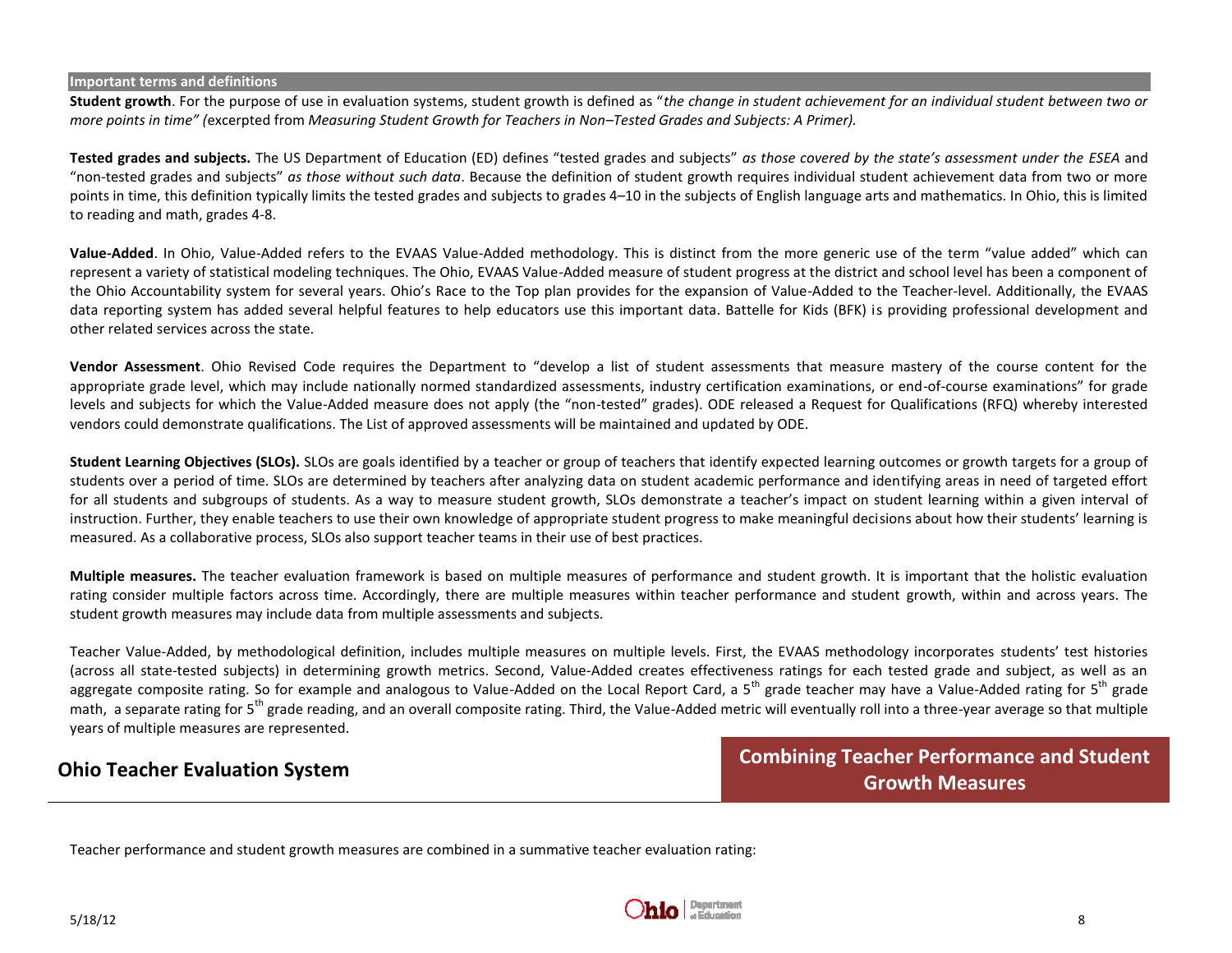## Important terms and definitions

**Student growth**. For the purpose of use in evaluation systems, student growth is defined as "*the change in student achievement for an individual student between two or more points in time" (*excerpted from *Measuring Student Growth for Teachers in Non–Tested Grades and Subjects: A Primer).*

**Tested grades and subjects.** The US Department of Education (ED) defines "tested grades and subjects" *as those covered by the state's assessment under the ESEA* and "non-tested grades and subjects" *as those without such data*. Because the definition of student growth requires individual student achievement data from two or more points in time, this definition typically limits the tested grades and subjects to grades 4–10 in the subjects of English language arts and mathematics. In Ohio, this is limited to reading and math, grades 4-8.

**Value-Added**. In Ohio, Value-Added refers to the EVAAS Value-Added methodology. This is distinct from the more generic use of the term "value added" which can represent a variety of statistical modeling techniques. The Ohio, EVAAS Value-Added measure of student progress at the district and school level has been a component of the Ohio Accountability system for several years. Ohio's Race to the Top plan provides for the expansion of Value-Added to the Teacher-level. Additionally, the EVAAS data reporting system has added several helpful features to help educators use this important data. Battelle for Kids (BFK) is providing professional development and other related services across the state.

**Vendor Assessment**. Ohio Revised Code requires the Department to "develop a list of student assessments that measure mastery of the course content for the appropriate grade level, which may include nationally normed standardized assessments, industry certification examinations, or end-of-course examinations" for grade levels and subjects for which the Value-Added measure does not apply (the "non-tested" grades). ODE released a Request for Qualifications (RFQ) whereby interested vendors could demonstrate qualifications. The List of approved assessments will be maintained and updated by ODE.

**Student Learning Objectives (SLOs).** SLOs are goals identified by a teacher or group of teachers that identify expected learning outcomes or growth targets for a group of students over a period of time. SLOs are determined by teachers after analyzing data on student academic performance and identifying areas in need of targeted effort for all students and subgroups of students. As a way to measure student growth, SLOs demonstrate a teacher's impact on student learning within a given interval of instruction. Further, they enable teachers to use their own knowledge of appropriate student progress to make meaningful decisions about how their students' learning is measured. As a collaborative process, SLOs also support teacher teams in their use of best practices.

**Multiple measures.** The teacher evaluation framework is based on multiple measures of performance and student growth. It is important that the holistic evaluation rating consider multiple factors across time. Accordingly, there are multiple measures within teacher performance and student growth, within and across years. The student growth measures may include data from multiple assessments and subjects.

Teacher Value-Added, by methodological definition, includes multiple measures on multiple levels. First, the EVAAS methodology incorporates students' test histories (across all state-tested subjects) in determining growth metrics. Second, Value-Added creates effectiveness ratings for each tested grade and subject, as well as an aggregate composite rating. So for example and analogous to Value-Added on the Local Report Card, a 5th grade teacher may have a Value-Added rating for 5th grade math, a separate rating for 5th grade reading, and an overall composite rating. Third, the Value-Added metric will eventually roll into a three-year average so that multiple years of multiple measures are represented.

# Ohio Teacher Evaluation System

## Combining Teacher Performance and Student Growth Measures

Teacher performance and student growth measures are combined in a summative teacher evaluation rating: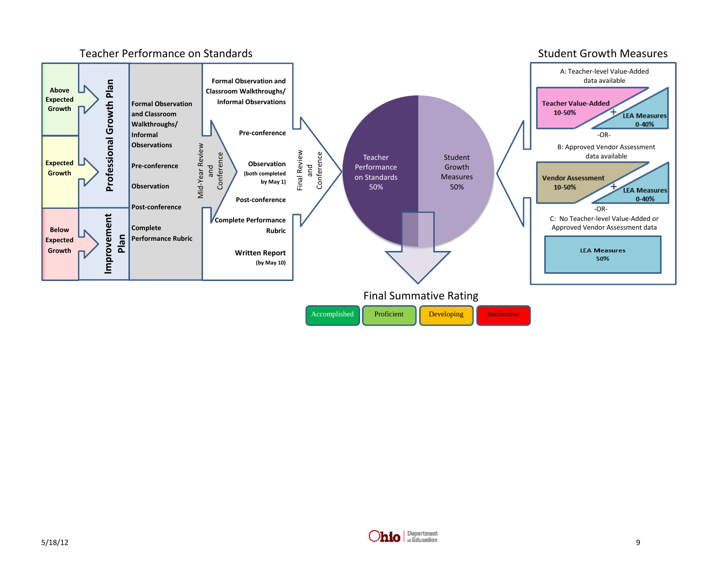## Teacher Performance on Standards

| Student Growth | Plan |
|---|---|
| Above Expected Growth | Professional Growth Plan |
| Expected Growth | Professional Growth Plan |
| Below Expected Growth | Improvement Plan |

**Formal Observation and Classroom Walkthroughs/ Informal Observations**

**Pre-conference**

**Observation**

**Post-conference**

**Complete Performance Rubric**

Mid-Year Review and Conference

**Formal Observation and Classroom Walkthroughs/ Informal Observations**

**Pre-conference**

**Observation** (both completed by May 1)

**Post-conference**

**Complete Performance Rubric**

**Written Report** (by May 10)

Final Review and Conference

Teacher Performance on Standards 50%

Student Growth Measures 50%

## Student Growth Measures

A: Teacher-level Value-Added data available

**Teacher Value-Added** 10-50% + **LEA Measures** 0-40%

-OR-

B: Approved Vendor Assessment data available

**Vendor Assessment** 10-50% + **LEA Measures** 0-40%

-OR-

C: No Teacher-level Value-Added or Approved Vendor Assessment data

**LEA Measures** 50%

## Final Summative Rating

Accomplished | Proficient | Developing | Ineffective

5/18/12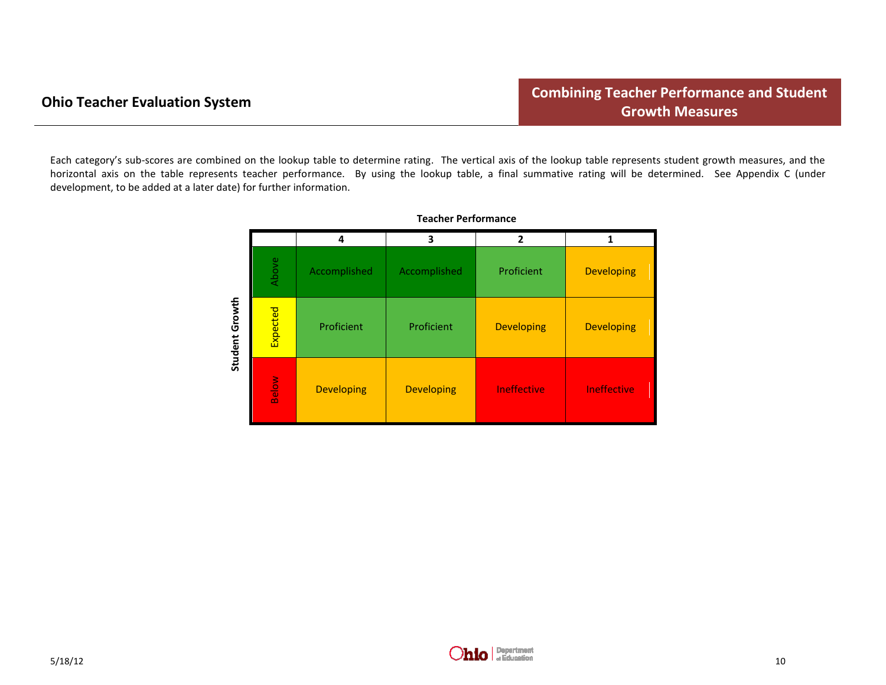## Combining Teacher Performance and Student Growth Measures

Each category's sub-scores are combined on the lookup table to determine rating. The vertical axis of the lookup table represents student growth measures, and the horizontal axis on the table represents teacher performance. By using the lookup table, a final summative rating will be determined. See Appendix C (under development, to be added at a later date) for further information.

**Teacher Performance**

| Student Growth | 4 | 3 | 2 | 1 |
|---|---|---|---|---|
| Above | Accomplished | Accomplished | Proficient | Developing |
| Expected | Proficient | Proficient | Developing | Developing |
| Below | Developing | Developing | Ineffective | Ineffective |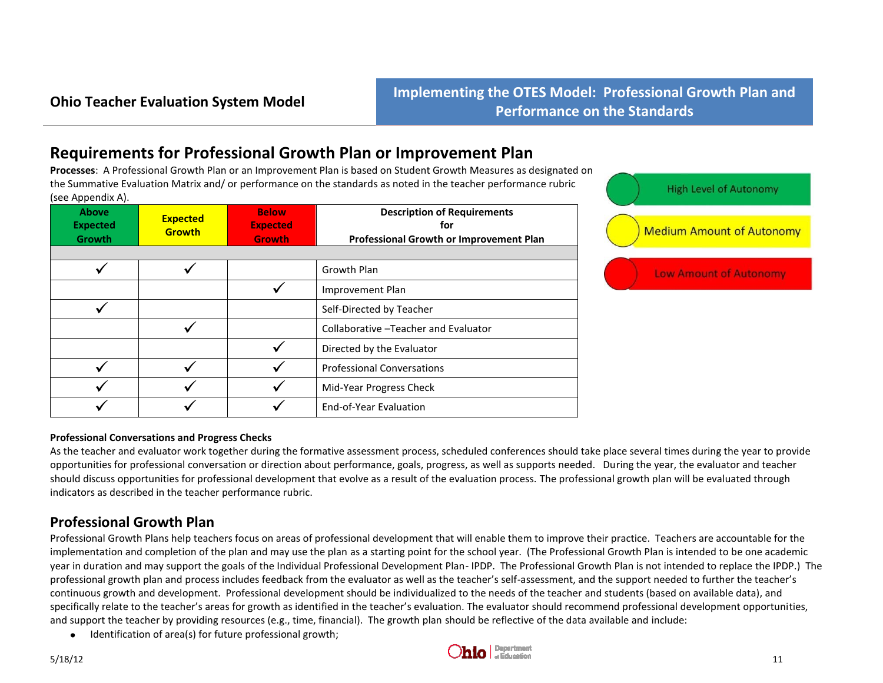## Requirements for Professional Growth Plan or Improvement Plan

**Processes**: A Professional Growth Plan or an Improvement Plan is based on Student Growth Measures as designated on the Summative Evaluation Matrix and/ or performance on the standards as noted in the teacher performance rubric (see Appendix A).

| Above Expected Growth | Expected Growth | Below Expected Growth | Description of Requirements for Professional Growth or Improvement Plan |
|---|---|---|---|
| | | | |
| ✓ | ✓ | | Growth Plan |
| | | ✓ | Improvement Plan |
| ✓ | | | Self-Directed by Teacher |
| | ✓ | | Collaborative –Teacher and Evaluator |
| | | ✓ | Directed by the Evaluator |
| ✓ | ✓ | ✓ | Professional Conversations |
| ✓ | ✓ | ✓ | Mid-Year Progress Check |
| ✓ | ✓ | ✓ | End-of-Year Evaluation |

- High Level of Autonomy
- Medium Amount of Autonomy
- Low Amount of Autonomy

**Professional Conversations and Progress Checks**

As the teacher and evaluator work together during the formative assessment process, scheduled conferences should take place several times during the year to provide opportunities for professional conversation or direction about performance, goals, progress, as well as supports needed. During the year, the evaluator and teacher should discuss opportunities for professional development that evolve as a result of the evaluation process. The professional growth plan will be evaluated through indicators as described in the teacher performance rubric.

## Professional Growth Plan

Professional Growth Plans help teachers focus on areas of professional development that will enable them to improve their practice. Teachers are accountable for the implementation and completion of the plan and may use the plan as a starting point for the school year. (The Professional Growth Plan is intended to be one academic year in duration and may support the goals of the Individual Professional Development Plan- IPDP. The Professional Growth Plan is not intended to replace the IPDP.) The professional growth plan and process includes feedback from the evaluator as well as the teacher's self-assessment, and the support needed to further the teacher's continuous growth and development. Professional development should be individualized to the needs of the teacher and students (based on available data), and specifically relate to the teacher's areas for growth as identified in the teacher's evaluation. The evaluator should recommend professional development opportunities, and support the teacher by providing resources (e.g., time, financial). The growth plan should be reflective of the data available and include:

- Identification of area(s) for future professional growth;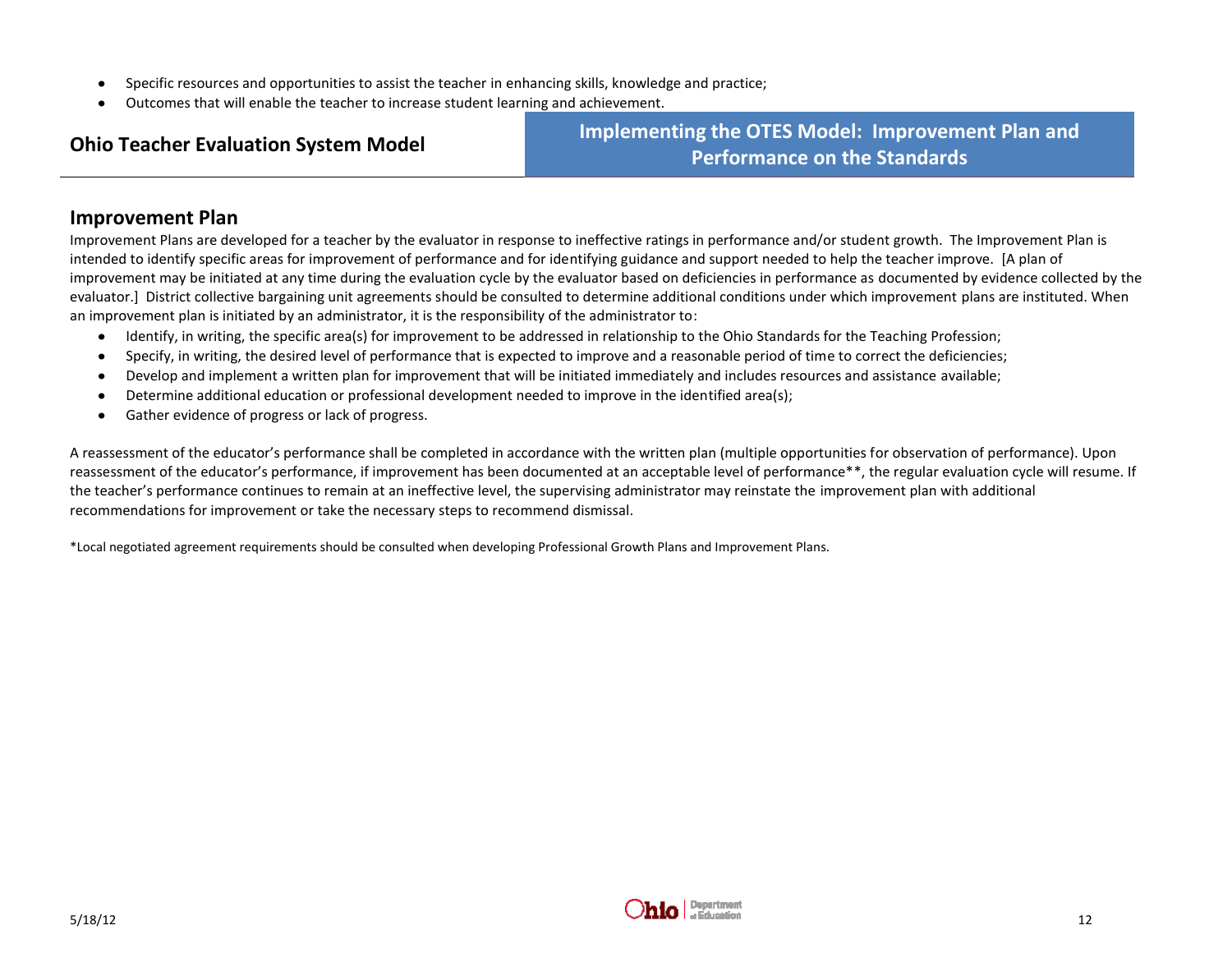- Specific resources and opportunities to assist the teacher in enhancing skills, knowledge and practice;
- Outcomes that will enable the teacher to increase student learning and achievement.

**Ohio Teacher Evaluation System Model**

## Implementing the OTES Model: Improvement Plan and Performance on the Standards

## Improvement Plan

Improvement Plans are developed for a teacher by the evaluator in response to ineffective ratings in performance and/or student growth. The Improvement Plan is intended to identify specific areas for improvement of performance and for identifying guidance and support needed to help the teacher improve. [A plan of improvement may be initiated at any time during the evaluation cycle by the evaluator based on deficiencies in performance as documented by evidence collected by the evaluator.] District collective bargaining unit agreements should be consulted to determine additional conditions under which improvement plans are instituted. When an improvement plan is initiated by an administrator, it is the responsibility of the administrator to:

- Identify, in writing, the specific area(s) for improvement to be addressed in relationship to the Ohio Standards for the Teaching Profession;
- Specify, in writing, the desired level of performance that is expected to improve and a reasonable period of time to correct the deficiencies;
- Develop and implement a written plan for improvement that will be initiated immediately and includes resources and assistance available;
- Determine additional education or professional development needed to improve in the identified area(s);
- Gather evidence of progress or lack of progress.

A reassessment of the educator's performance shall be completed in accordance with the written plan (multiple opportunities for observation of performance). Upon reassessment of the educator's performance, if improvement has been documented at an acceptable level of performance**, the regular evaluation cycle will resume. If the teacher's performance continues to remain at an ineffective level, the supervising administrator may reinstate the improvement plan with additional recommendations for improvement or take the necessary steps to recommend dismissal.

*Local negotiated agreement requirements should be consulted when developing Professional Growth Plans and Improvement Plans.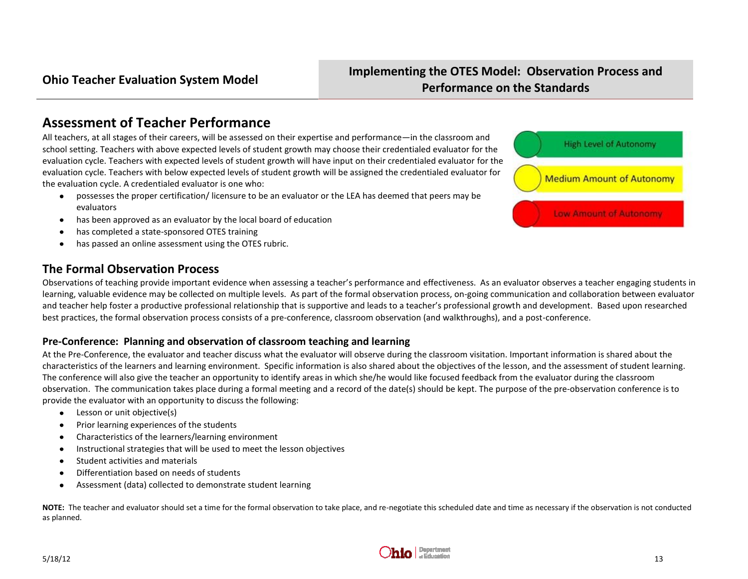## Assessment of Teacher Performance

All teachers, at all stages of their careers, will be assessed on their expertise and performance—in the classroom and school setting. Teachers with above expected levels of student growth may choose their credentialed evaluator for the evaluation cycle. Teachers with expected levels of student growth will have input on their credentialed evaluator for the evaluation cycle. Teachers with below expected levels of student growth will be assigned the credentialed evaluator for the evaluation cycle. A credentialed evaluator is one who:

- possesses the proper certification/ licensure to be an evaluator or the LEA has deemed that peers may be evaluators
- has been approved as an evaluator by the local board of education
- has completed a state-sponsored OTES training
- has passed an online assessment using the OTES rubric.

High Level of Autonomy

Medium Amount of Autonomy

Low Amount of Autonomy

## The Formal Observation Process

Observations of teaching provide important evidence when assessing a teacher's performance and effectiveness. As an evaluator observes a teacher engaging students in learning, valuable evidence may be collected on multiple levels. As part of the formal observation process, on-going communication and collaboration between evaluator and teacher help foster a productive professional relationship that is supportive and leads to a teacher's professional growth and development. Based upon researched best practices, the formal observation process consists of a pre-conference, classroom observation (and walkthroughs), and a post-conference.

### Pre-Conference: Planning and observation of classroom teaching and learning

At the Pre-Conference, the evaluator and teacher discuss what the evaluator will observe during the classroom visitation. Important information is shared about the characteristics of the learners and learning environment. Specific information is also shared about the objectives of the lesson, and the assessment of student learning. The conference will also give the teacher an opportunity to identify areas in which she/he would like focused feedback from the evaluator during the classroom observation. The communication takes place during a formal meeting and a record of the date(s) should be kept. The purpose of the pre-observation conference is to provide the evaluator with an opportunity to discuss the following:

- Lesson or unit objective(s)
- Prior learning experiences of the students
- Characteristics of the learners/learning environment
- Instructional strategies that will be used to meet the lesson objectives
- Student activities and materials
- Differentiation based on needs of students
- Assessment (data) collected to demonstrate student learning

**NOTE:** The teacher and evaluator should set a time for the formal observation to take place, and re-negotiate this scheduled date and time as necessary if the observation is not conducted as planned.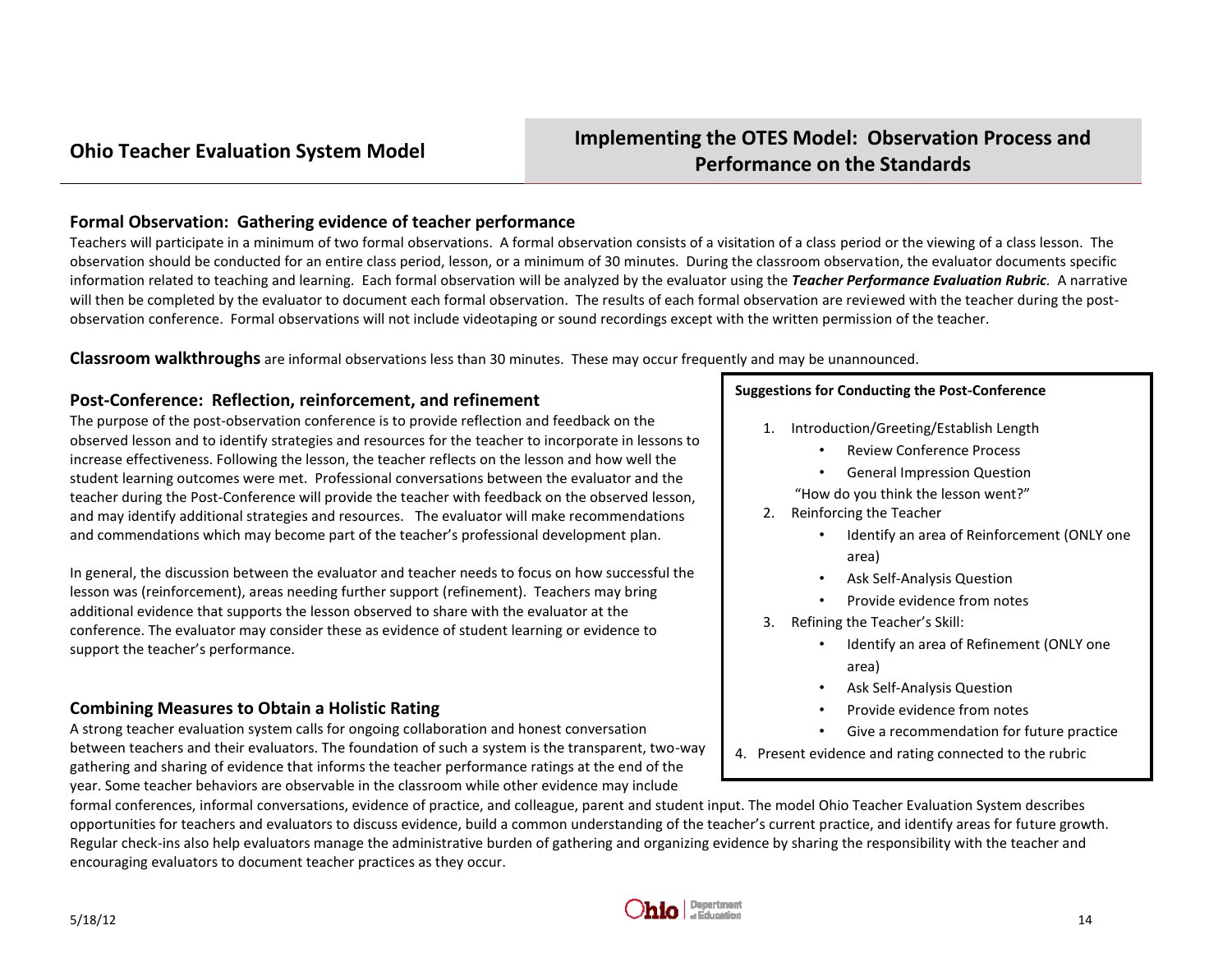# Implementing the OTES Model: Observation Process and Performance on the Standards

## Formal Observation: Gathering evidence of teacher performance

Teachers will participate in a minimum of two formal observations. A formal observation consists of a visitation of a class period or the viewing of a class lesson. The observation should be conducted for an entire class period, lesson, or a minimum of 30 minutes. During the classroom observation, the evaluator documents specific information related to teaching and learning. Each formal observation will be analyzed by the evaluator using the ***Teacher Performance Evaluation Rubric***. A narrative will then be completed by the evaluator to document each formal observation. The results of each formal observation are reviewed with the teacher during the post-observation conference. Formal observations will not include videotaping or sound recordings except with the written permission of the teacher.

**Classroom walkthroughs** are informal observations less than 30 minutes. These may occur frequently and may be unannounced.

## Post-Conference: Reflection, reinforcement, and refinement

The purpose of the post-observation conference is to provide reflection and feedback on the observed lesson and to identify strategies and resources for the teacher to incorporate in lessons to increase effectiveness. Following the lesson, the teacher reflects on the lesson and how well the student learning outcomes were met. Professional conversations between the evaluator and the teacher during the Post-Conference will provide the teacher with feedback on the observed lesson, and may identify additional strategies and resources. The evaluator will make recommendations and commendations which may become part of the teacher's professional development plan.

In general, the discussion between the evaluator and teacher needs to focus on how successful the lesson was (reinforcement), areas needing further support (refinement). Teachers may bring additional evidence that supports the lesson observed to share with the evaluator at the conference. The evaluator may consider these as evidence of student learning or evidence to support the teacher's performance.

**Suggestions for Conducting the Post-Conference**

1. Introduction/Greeting/Establish Length
   - Review Conference Process
   - General Impression Question

   "How do you think the lesson went?"
2. Reinforcing the Teacher
   - Identify an area of Reinforcement (ONLY one area)
   - Ask Self-Analysis Question
   - Provide evidence from notes
3. Refining the Teacher's Skill:
   - Identify an area of Refinement (ONLY one area)
   - Ask Self-Analysis Question
   - Provide evidence from notes
   - Give a recommendation for future practice
4. Present evidence and rating connected to the rubric

## Combining Measures to Obtain a Holistic Rating

A strong teacher evaluation system calls for ongoing collaboration and honest conversation between teachers and their evaluators. The foundation of such a system is the transparent, two-way gathering and sharing of evidence that informs the teacher performance ratings at the end of the year. Some teacher behaviors are observable in the classroom while other evidence may include formal conferences, informal conversations, evidence of practice, and colleague, parent and student input. The model Ohio Teacher Evaluation System describes opportunities for teachers and evaluators to discuss evidence, build a common understanding of the teacher's current practice, and identify areas for future growth. Regular check-ins also help evaluators manage the administrative burden of gathering and organizing evidence by sharing the responsibility with the teacher and encouraging evaluators to document teacher practices as they occur.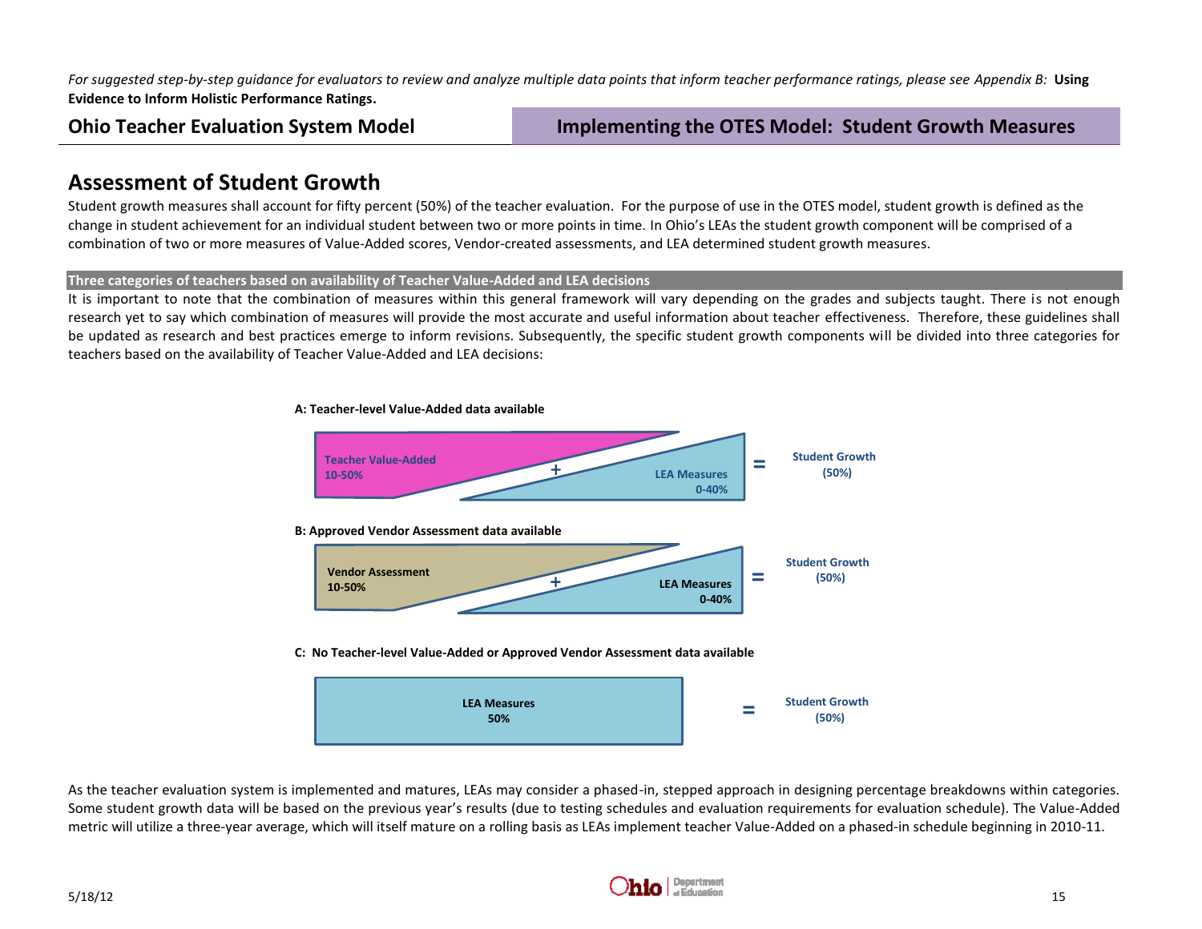*For suggested step-by-step guidance for evaluators to review and analyze multiple data points that inform teacher performance ratings, please see Appendix B:* **Using Evidence to Inform Holistic Performance Ratings.**

**Ohio Teacher Evaluation System Model** | **Implementing the OTES Model: Student Growth Measures**

## Assessment of Student Growth

Student growth measures shall account for fifty percent (50%) of the teacher evaluation. For the purpose of use in the OTES model, student growth is defined as the change in student achievement for an individual student between two or more points in time. In Ohio's LEAs the student growth component will be comprised of a combination of two or more measures of Value-Added scores, Vendor-created assessments, and LEA determined student growth measures.

**Three categories of teachers based on availability of Teacher Value-Added and LEA decisions**

It is important to note that the combination of measures within this general framework will vary depending on the grades and subjects taught. There is not enough research yet to say which combination of measures will provide the most accurate and useful information about teacher effectiveness. Therefore, these guidelines shall be updated as research and best practices emerge to inform revisions. Subsequently, the specific student growth components will be divided into three categories for teachers based on the availability of Teacher Value-Added and LEA decisions:

**A: Teacher-level Value-Added data available**

Teacher Value-Added 10-50% + LEA Measures 0-40% = Student Growth (50%)

**B: Approved Vendor Assessment data available**

Vendor Assessment 10-50% + LEA Measures 0-40% = Student Growth (50%)

**C: No Teacher-level Value-Added or Approved Vendor Assessment data available**

LEA Measures 50% = Student Growth (50%)

As the teacher evaluation system is implemented and matures, LEAs may consider a phased-in, stepped approach in designing percentage breakdowns within categories. Some student growth data will be based on the previous year's results (due to testing schedules and evaluation requirements for evaluation schedule). The Value-Added metric will utilize a three-year average, which will itself mature on a rolling basis as LEAs implement teacher Value-Added on a phased-in schedule beginning in 2010-11.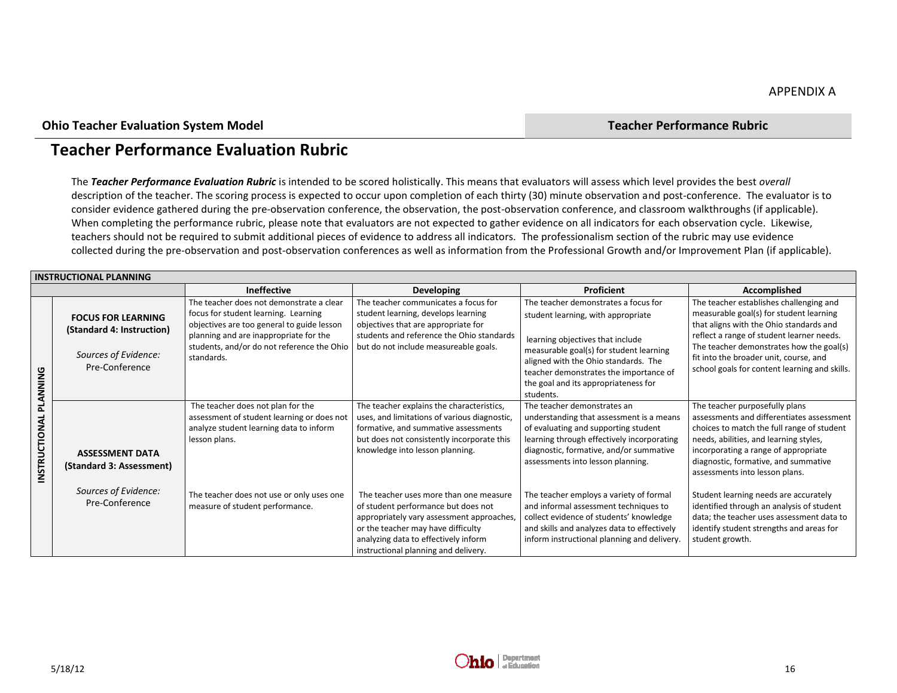APPENDIX A

**Ohio Teacher Evaluation System Model** | **Teacher Performance Rubric**

# Teacher Performance Evaluation Rubric

The ***Teacher Performance Evaluation Rubric*** is intended to be scored holistically. This means that evaluators will assess which level provides the best *overall* description of the teacher. The scoring process is expected to occur upon completion of each thirty (30) minute observation and post-conference. The evaluator is to consider evidence gathered during the pre-observation conference, the observation, the post-observation conference, and classroom walkthroughs (if applicable). When completing the performance rubric, please note that evaluators are not expected to gather evidence on all indicators for each observation cycle. Likewise, teachers should not be required to submit additional pieces of evidence to address all indicators. The professionalism section of the rubric may use evidence collected during the pre-observation and post-observation conferences as well as information from the Professional Growth and/or Improvement Plan (if applicable).

| **INSTRUCTIONAL PLANNING** | | **Ineffective** | **Developing** | **Proficient** | **Accomplished** |
|---|---|---|---|---|---|
| INSTRUCTIONAL PLANNING | **FOCUS FOR LEARNING (Standard 4: Instruction)** *Sources of Evidence:* Pre-Conference | The teacher does not demonstrate a clear focus for student learning. Learning objectives are too general to guide lesson planning and are inappropriate for the students, and/or do not reference the Ohio standards. | The teacher communicates a focus for student learning, develops learning objectives that are appropriate for students and reference the Ohio standards but do not include measureable goals. | The teacher demonstrates a focus for student learning, with appropriate learning objectives that include measurable goal(s) for student learning aligned with the Ohio standards. The teacher demonstrates the importance of the goal and its appropriateness for students. | The teacher establishes challenging and measurable goal(s) for student learning that aligns with the Ohio standards and reflect a range of student learner needs. The teacher demonstrates how the goal(s) fit into the broader unit, course, and school goals for content learning and skills. |
| INSTRUCTIONAL PLANNING | **ASSESSMENT DATA (Standard 3: Assessment)** *Sources of Evidence:* Pre-Conference | The teacher does not plan for the assessment of student learning or does not analyze student learning data to inform lesson plans. | The teacher explains the characteristics, uses, and limitations of various diagnostic, formative, and summative assessments but does not consistently incorporate this knowledge into lesson planning. | The teacher demonstrates an understanding that assessment is a means of evaluating and supporting student learning through effectively incorporating diagnostic, formative, and/or summative assessments into lesson planning. | The teacher purposefully plans assessments and differentiates assessment choices to match the full range of student needs, abilities, and learning styles, incorporating a range of appropriate diagnostic, formative, and summative assessments into lesson plans. |
| | | The teacher does not use or only uses one measure of student performance. | The teacher uses more than one measure of student performance but does not appropriately vary assessment approaches, or the teacher may have difficulty analyzing data to effectively inform instructional planning and delivery. | The teacher employs a variety of formal and informal assessment techniques to collect evidence of students' knowledge and skills and analyzes data to effectively inform instructional planning and delivery. | Student learning needs are accurately identified through an analysis of student data; the teacher uses assessment data to identify student strengths and areas for student growth. |

5/18/12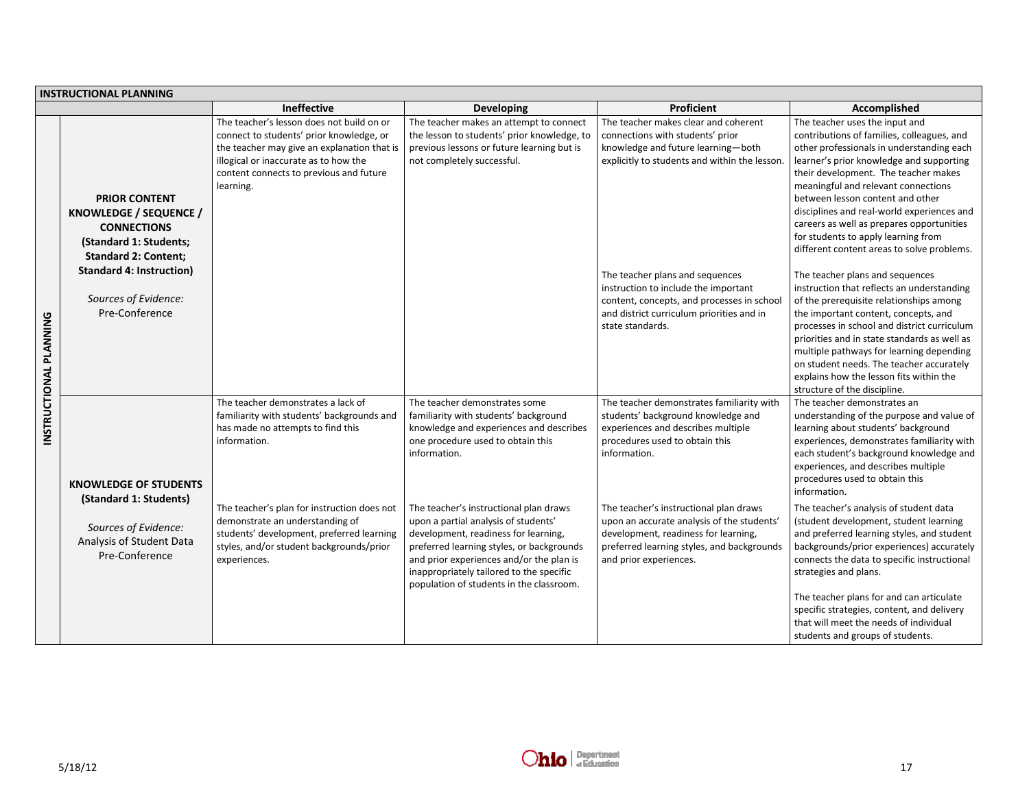| INSTRUCTIONAL PLANNING | | Ineffective | Developing | Proficient | Accomplished |
|---|---|---|---|---|---|
| INSTRUCTIONAL PLANNING | **PRIOR CONTENT KNOWLEDGE / SEQUENCE / CONNECTIONS (Standard 1: Students; Standard 2: Content; Standard 4: Instruction)** *Sources of Evidence:* Pre-Conference | The teacher's lesson does not build on or connect to students' prior knowledge, or the teacher may give an explanation that is illogical or inaccurate as to how the content connects to previous and future learning. | The teacher makes an attempt to connect the lesson to students' prior knowledge, to previous lessons or future learning but is not completely successful. | The teacher makes clear and coherent connections with students' prior knowledge and future learning—both explicitly to students and within the lesson. | The teacher uses the input and contributions of families, colleagues, and other professionals in understanding each learner's prior knowledge and supporting their development. The teacher makes meaningful and relevant connections between lesson content and other disciplines and real-world experiences and careers as well as prepares opportunities for students to apply learning from different content areas to solve problems. |
| | | | | The teacher plans and sequences instruction to include the important content, concepts, and processes in school and district curriculum priorities and in state standards. | The teacher plans and sequences instruction that reflects an understanding of the prerequisite relationships among the important content, concepts, and processes in school and district curriculum priorities and in state standards as well as multiple pathways for learning depending on student needs. The teacher accurately explains how the lesson fits within the structure of the discipline. |
| | **KNOWLEDGE OF STUDENTS (Standard 1: Students)** *Sources of Evidence:* Analysis of Student Data Pre-Conference | The teacher demonstrates a lack of familiarity with students' backgrounds and has made no attempts to find this information. | The teacher demonstrates some familiarity with students' background knowledge and experiences and describes one procedure used to obtain this information. | The teacher demonstrates familiarity with students' background knowledge and experiences and describes multiple procedures used to obtain this information. | The teacher demonstrates an understanding of the purpose and value of learning about students' background experiences, demonstrates familiarity with each student's background knowledge and experiences, and describes multiple procedures used to obtain this information. |
| | | The teacher's plan for instruction does not demonstrate an understanding of students' development, preferred learning styles, and/or student backgrounds/prior experiences. | The teacher's instructional plan draws upon a partial analysis of students' development, readiness for learning, preferred learning styles, or backgrounds and prior experiences and/or the plan is inappropriately tailored to the specific population of students in the classroom. | The teacher's instructional plan draws upon an accurate analysis of the students' development, readiness for learning, preferred learning styles, and backgrounds and prior experiences. | The teacher's analysis of student data (student development, student learning and preferred learning styles, and student backgrounds/prior experiences) accurately connects the data to specific instructional strategies and plans. The teacher plans for and can articulate specific strategies, content, and delivery that will meet the needs of individual students and groups of students. |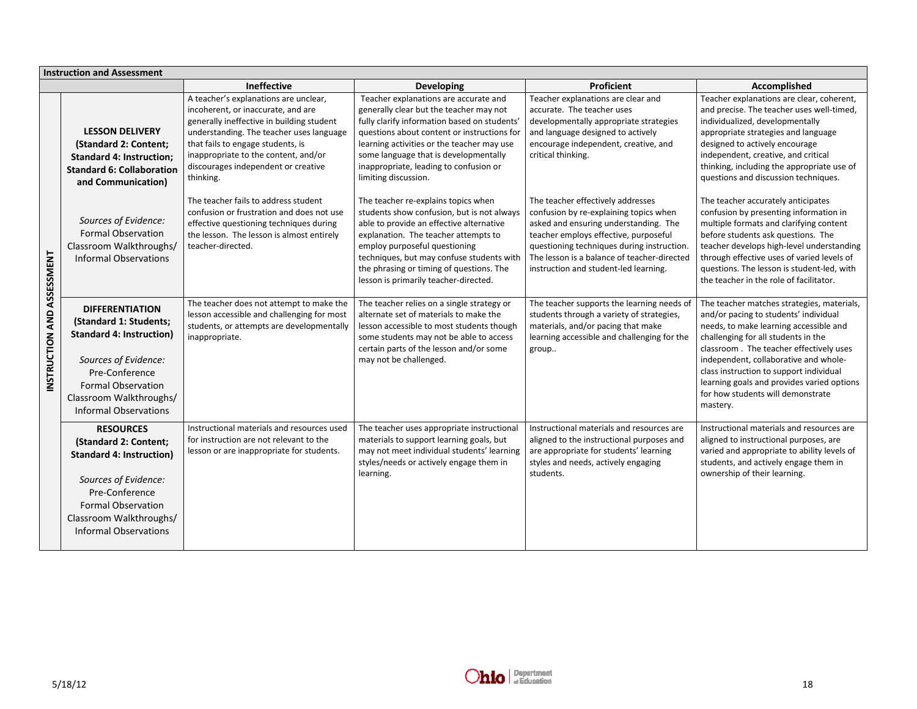| Instruction and Assessment | | Ineffective | Developing | Proficient | Accomplished |
|---|---|---|---|---|---|
| INSTRUCTION AND ASSESSMENT | **LESSON DELIVERY (Standard 2: Content; Standard 4: Instruction; Standard 6: Collaboration and Communication)**<br><br>*Sources of Evidence:*<br>Formal Observation<br>Classroom Walkthroughs/ Informal Observations | A teacher's explanations are unclear, incoherent, or inaccurate, and are generally ineffective in building student understanding. The teacher uses language that fails to engage students, is inappropriate to the content, and/or discourages independent or creative thinking.<br><br>The teacher fails to address student confusion or frustration and does not use effective questioning techniques during the lesson. The lesson is almost entirely teacher-directed. | Teacher explanations are accurate and generally clear but the teacher may not fully clarify information based on students' questions about content or instructions for learning activities or the teacher may use some language that is developmentally inappropriate, leading to confusion or limiting discussion.<br><br>The teacher re-explains topics when students show confusion, but is not always able to provide an effective alternative explanation. The teacher attempts to employ purposeful questioning techniques, but may confuse students with the phrasing or timing of questions. The lesson is primarily teacher-directed. | Teacher explanations are clear and accurate. The teacher uses developmentally appropriate strategies and language designed to actively encourage independent, creative, and critical thinking.<br><br>The teacher effectively addresses confusion by re-explaining topics when asked and ensuring understanding. The teacher employs effective, purposeful questioning techniques during instruction. The lesson is a balance of teacher-directed instruction and student-led learning. | Teacher explanations are clear, coherent, and precise. The teacher uses well-timed, individualized, developmentally appropriate strategies and language designed to actively encourage independent, creative, and critical thinking, including the appropriate use of questions and discussion techniques.<br><br>The teacher accurately anticipates confusion by presenting information in multiple formats and clarifying content before students ask questions. The teacher develops high-level understanding through effective uses of varied levels of questions. The lesson is student-led, with the teacher in the role of facilitator. |
| | **DIFFERENTIATION (Standard 1: Students; Standard 4: Instruction)**<br><br>*Sources of Evidence:*<br>Pre-Conference<br>Formal Observation<br>Classroom Walkthroughs/ Informal Observations | The teacher does not attempt to make the lesson accessible and challenging for most students, or attempts are developmentally inappropriate. | The teacher relies on a single strategy or alternate set of materials to make the lesson accessible to most students though some students may not be able to access certain parts of the lesson and/or some may not be challenged. | The teacher supports the learning needs of students through a variety of strategies, materials, and/or pacing that make learning accessible and challenging for the group.. | The teacher matches strategies, materials, and/or pacing to students' individual needs, to make learning accessible and challenging for all students in the classroom . The teacher effectively uses independent, collaborative and whole-class instruction to support individual learning goals and provides varied options for how students will demonstrate mastery. |
| | **RESOURCES (Standard 2: Content; Standard 4: Instruction)**<br><br>*Sources of Evidence:*<br>Pre-Conference<br>Formal Observation<br>Classroom Walkthroughs/ Informal Observations | Instructional materials and resources used for instruction are not relevant to the lesson or are inappropriate for students. | The teacher uses appropriate instructional materials to support learning goals, but may not meet individual students' learning styles/needs or actively engage them in learning. | Instructional materials and resources are aligned to the instructional purposes and are appropriate for students' learning styles and needs, actively engaging students. | Instructional materials and resources are aligned to instructional purposes, are varied and appropriate to ability levels of students, and actively engage them in ownership of their learning. |

5/18/12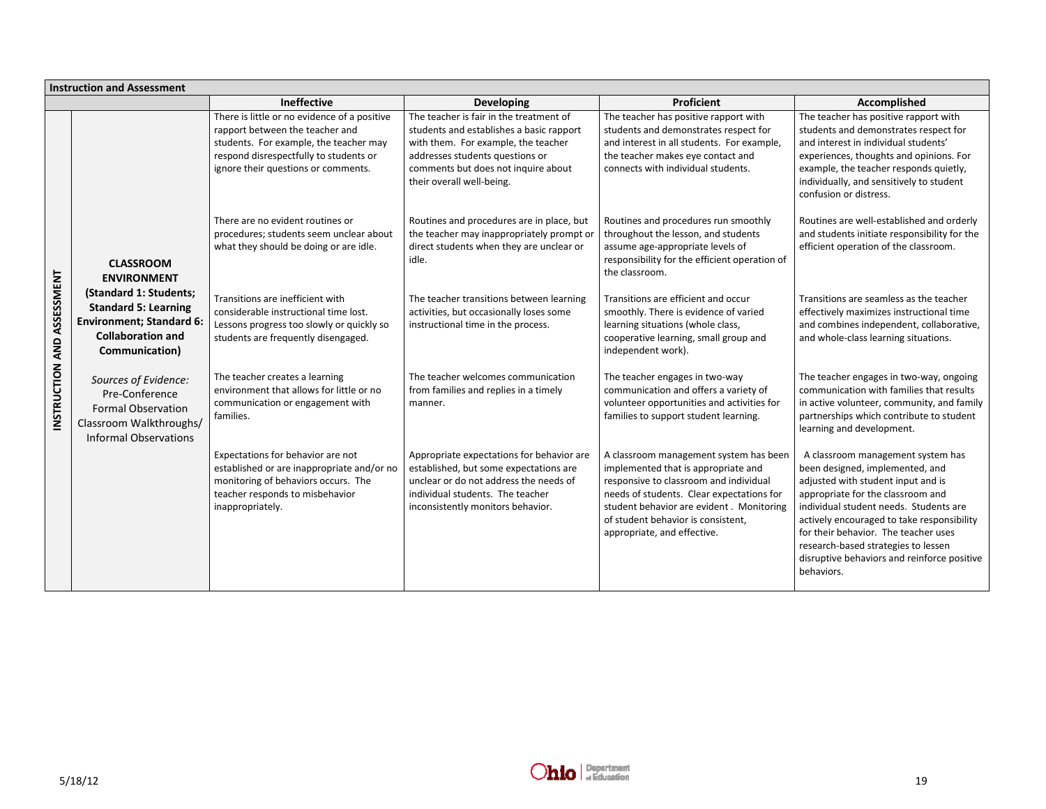| Instruction and Assessment | | | | | |
|---|---|---|---|---|---|
| | | **Ineffective** | **Developing** | **Proficient** | **Accomplished** |
| **INSTRUCTION AND ASSESSMENT** | **CLASSROOM ENVIRONMENT (Standard 1: Students; Standard 5: Learning Environment; Standard 6: Collaboration and Communication)** *Sources of Evidence:* Pre-Conference Formal Observation Classroom Walkthroughs/ Informal Observations | There is little or no evidence of a positive rapport between the teacher and students. For example, the teacher may respond disrespectfully to students or ignore their questions or comments. | The teacher is fair in the treatment of students and establishes a basic rapport with them. For example, the teacher addresses students questions or comments but does not inquire about their overall well-being. | The teacher has positive rapport with students and demonstrates respect for and interest in all students. For example, the teacher makes eye contact and connects with individual students. | The teacher has positive rapport with students and demonstrates respect for and interest in individual students' experiences, thoughts and opinions. For example, the teacher responds quietly, individually, and sensitively to student confusion or distress. |
| | | There are no evident routines or procedures; students seem unclear about what they should be doing or are idle. | Routines and procedures are in place, but the teacher may inappropriately prompt or direct students when they are unclear or idle. | Routines and procedures run smoothly throughout the lesson, and students assume age-appropriate levels of responsibility for the efficient operation of the classroom. | Routines are well-established and orderly and students initiate responsibility for the efficient operation of the classroom. |
| | | Transitions are inefficient with considerable instructional time lost. Lessons progress too slowly or quickly so students are frequently disengaged. | The teacher transitions between learning activities, but occasionally loses some instructional time in the process. | Transitions are efficient and occur smoothly. There is evidence of varied learning situations (whole class, cooperative learning, small group and independent work). | Transitions are seamless as the teacher effectively maximizes instructional time and combines independent, collaborative, and whole-class learning situations. |
| | | The teacher creates a learning environment that allows for little or no communication or engagement with families. | The teacher welcomes communication from families and replies in a timely manner. | The teacher engages in two-way communication and offers a variety of volunteer opportunities and activities for families to support student learning. | The teacher engages in two-way, ongoing communication with families that results in active volunteer, community, and family partnerships which contribute to student learning and development. |
| | | Expectations for behavior are not established or are inappropriate and/or no monitoring of behaviors occurs. The teacher responds to misbehavior inappropriately. | Appropriate expectations for behavior are established, but some expectations are unclear or do not address the needs of individual students. The teacher inconsistently monitors behavior. | A classroom management system has been implemented that is appropriate and responsive to classroom and individual needs of students. Clear expectations for student behavior are evident. Monitoring of student behavior is consistent, appropriate, and effective. | A classroom management system has been designed, implemented, and adjusted with student input and is appropriate for the classroom and individual student needs. Students are actively encouraged to take responsibility for their behavior. The teacher uses research-based strategies to lessen disruptive behaviors and reinforce positive behaviors. |

5/18/12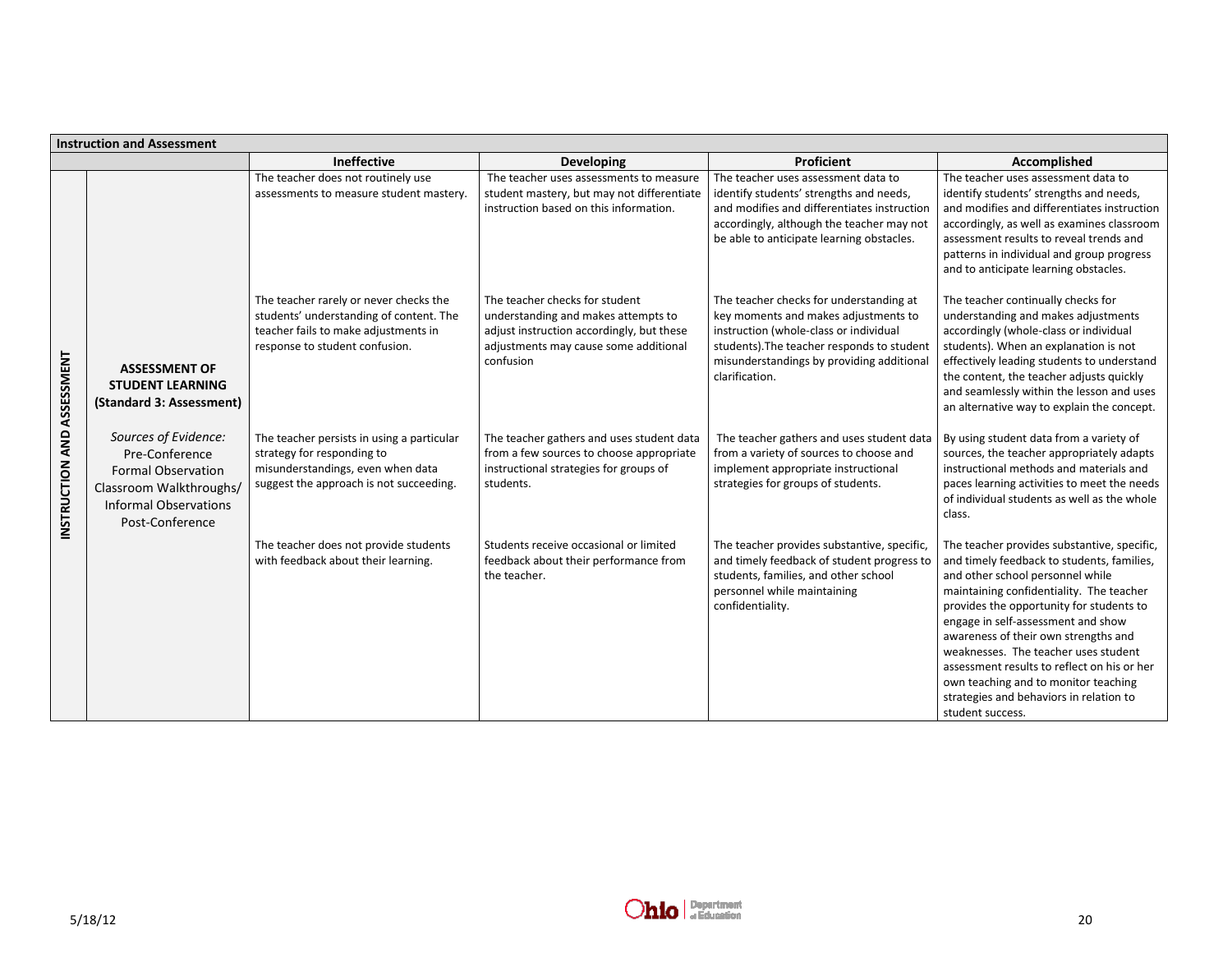| Instruction and Assessment | | | | | |
|---|---|---|---|---|---|
| | | **Ineffective** | **Developing** | **Proficient** | **Accomplished** |
| **INSTRUCTION AND ASSESSMENT** | **ASSESSMENT OF STUDENT LEARNING (Standard 3: Assessment)**<br><br>*Sources of Evidence:*<br>Pre-Conference<br>Formal Observation<br>Classroom Walkthroughs/<br>Informal Observations<br>Post-Conference | The teacher does not routinely use assessments to measure student mastery. | The teacher uses assessments to measure student mastery, but may not differentiate instruction based on this information. | The teacher uses assessment data to identify students' strengths and needs, and modifies and differentiates instruction accordingly, although the teacher may not be able to anticipate learning obstacles. | The teacher uses assessment data to identify students' strengths and needs, and modifies and differentiates instruction accordingly, as well as examines classroom assessment results to reveal trends and patterns in individual and group progress and to anticipate learning obstacles. |
| | | The teacher rarely or never checks the students' understanding of content. The teacher fails to make adjustments in response to student confusion. | The teacher checks for student understanding and makes attempts to adjust instruction accordingly, but these adjustments may cause some additional confusion | The teacher checks for understanding at key moments and makes adjustments to instruction (whole-class or individual students).The teacher responds to student misunderstandings by providing additional clarification. | The teacher continually checks for understanding and makes adjustments accordingly (whole-class or individual students). When an explanation is not effectively leading students to understand the content, the teacher adjusts quickly and seamlessly within the lesson and uses an alternative way to explain the concept. |
| | | The teacher persists in using a particular strategy for responding to misunderstandings, even when data suggest the approach is not succeeding. | The teacher gathers and uses student data from a few sources to choose appropriate instructional strategies for groups of students. | The teacher gathers and uses student data from a variety of sources to choose and implement appropriate instructional strategies for groups of students. | By using student data from a variety of sources, the teacher appropriately adapts instructional methods and materials and paces learning activities to meet the needs of individual students as well as the whole class. |
| | | The teacher does not provide students with feedback about their learning. | Students receive occasional or limited feedback about their performance from the teacher. | The teacher provides substantive, specific, and timely feedback of student progress to students, families, and other school personnel while maintaining confidentiality. | The teacher provides substantive, specific, and timely feedback to students, families, and other school personnel while maintaining confidentiality. The teacher provides the opportunity for students to engage in self-assessment and show awareness of their own strengths and weaknesses. The teacher uses student assessment results to reflect on his or her own teaching and to monitor teaching strategies and behaviors in relation to student success. |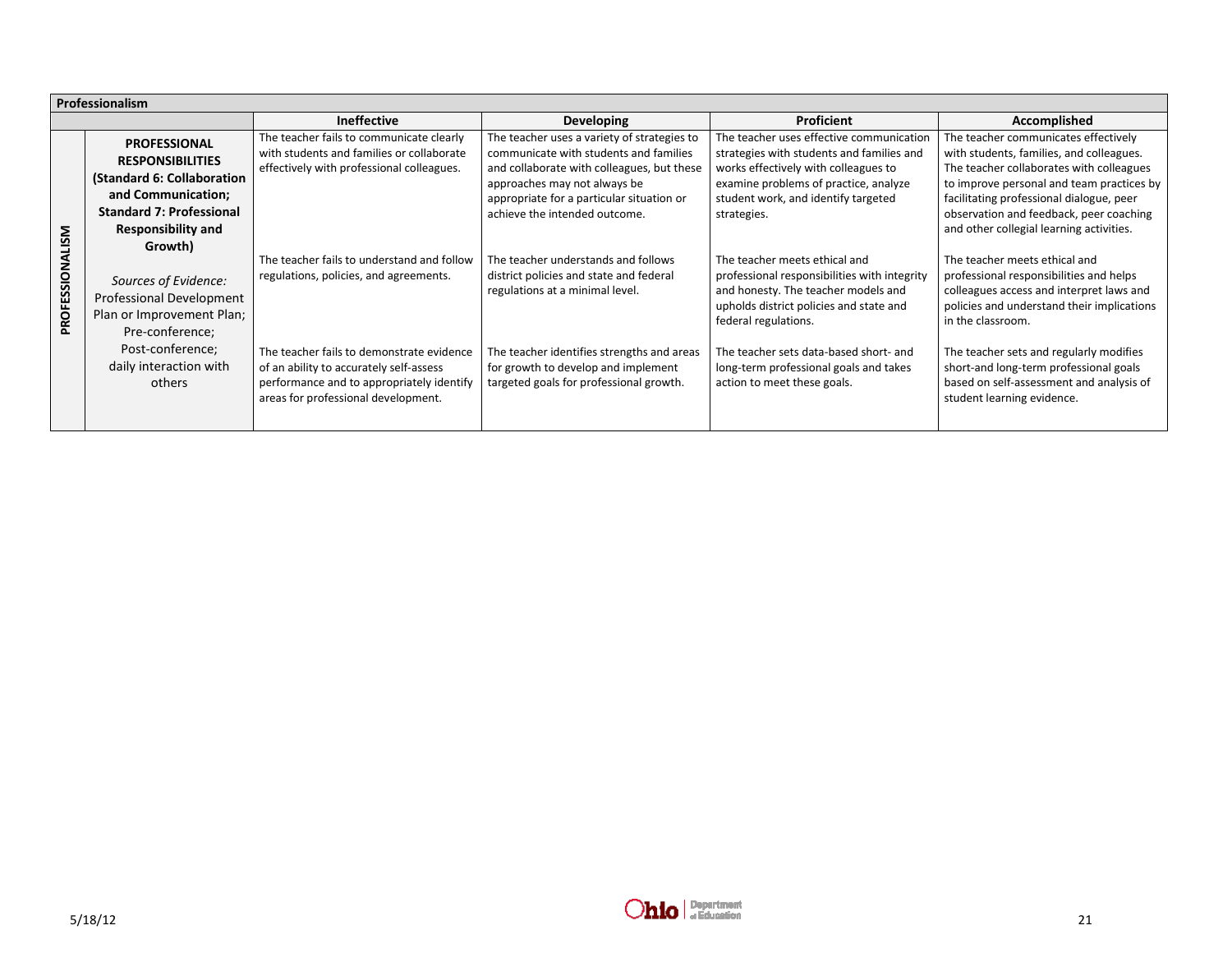| Professionalism | | | | | |
|---|---|---|---|---|---|
| | | **Ineffective** | **Developing** | **Proficient** | **Accomplished** |
| **PROFESSIONALISM** | **PROFESSIONAL RESPONSIBILITIES (Standard 6: Collaboration and Communication; Standard 7: Professional Responsibility and Growth)** | The teacher fails to communicate clearly with students and families or collaborate effectively with professional colleagues. | The teacher uses a variety of strategies to communicate with students and families and collaborate with colleagues, but these approaches may not always be appropriate for a particular situation or achieve the intended outcome. | The teacher uses effective communication strategies with students and families and works effectively with colleagues to examine problems of practice, analyze student work, and identify targeted strategies. | The teacher communicates effectively with students, families, and colleagues. The teacher collaborates with colleagues to improve personal and team practices by facilitating professional dialogue, peer observation and feedback, peer coaching and other collegial learning activities. |
| | *Sources of Evidence:* Professional Development Plan or Improvement Plan; Pre-conference; Post-conference; daily interaction with others | The teacher fails to understand and follow regulations, policies, and agreements. | The teacher understands and follows district policies and state and federal regulations at a minimal level. | The teacher meets ethical and professional responsibilities with integrity and honesty. The teacher models and upholds district policies and state and federal regulations. | The teacher meets ethical and professional responsibilities and helps colleagues access and interpret laws and policies and understand their implications in the classroom. |
| | | The teacher fails to demonstrate evidence of an ability to accurately self-assess performance and to appropriately identify areas for professional development. | The teacher identifies strengths and areas for growth to develop and implement targeted goals for professional growth. | The teacher sets data-based short- and long-term professional goals and takes action to meet these goals. | The teacher sets and regularly modifies short-and long-term professional goals based on self-assessment and analysis of student learning evidence. |

5/18/12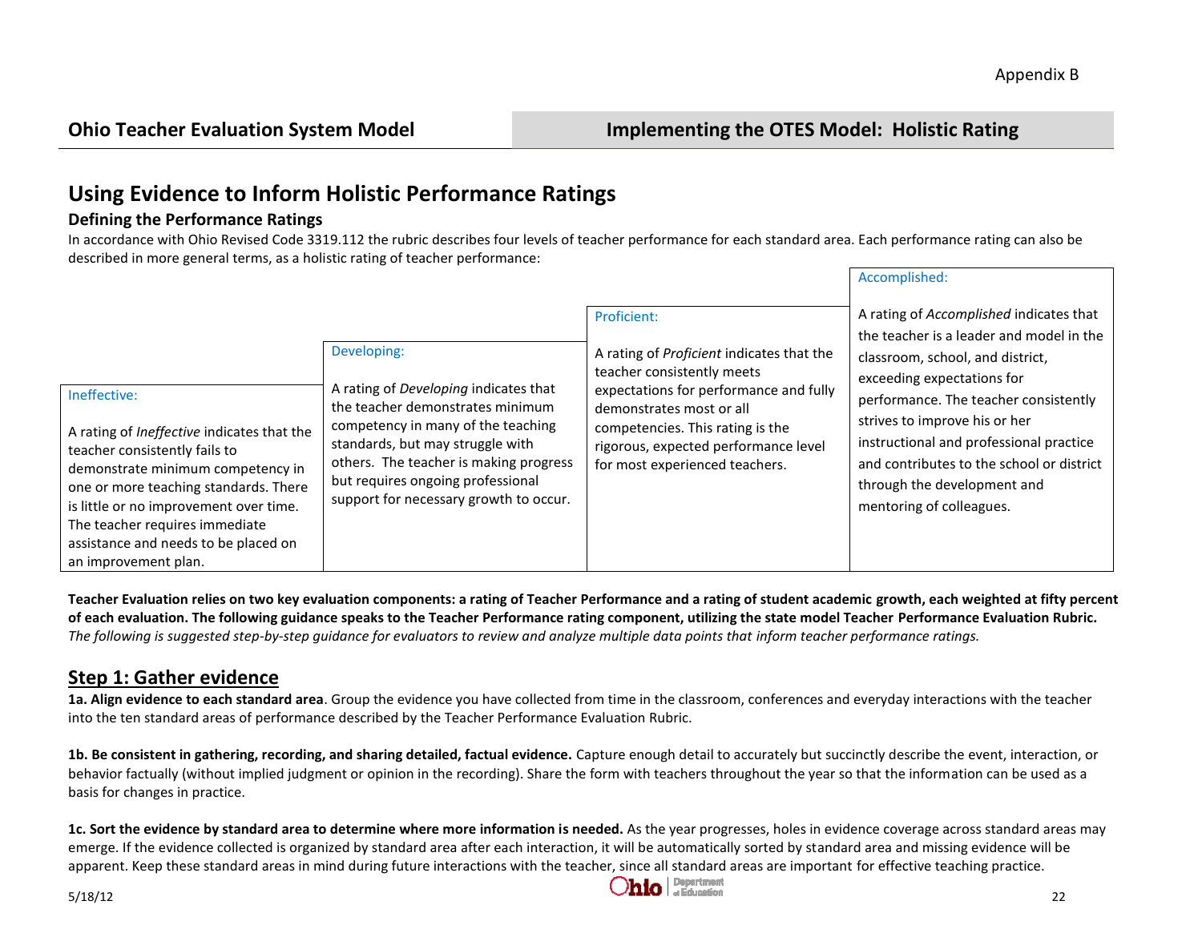# Using Evidence to Inform Holistic Performance Ratings

## Defining the Performance Ratings

In accordance with Ohio Revised Code 3319.112 the rubric describes four levels of teacher performance for each standard area. Each performance rating can also be described in more general terms, as a holistic rating of teacher performance:

| Ineffective: | Developing: | Proficient: | Accomplished: |
|---|---|---|---|
| A rating of *Ineffective* indicates that the teacher consistently fails to demonstrate minimum competency in one or more teaching standards. There is little or no improvement over time. The teacher requires immediate assistance and needs to be placed on an improvement plan. | A rating of *Developing* indicates that the teacher demonstrates minimum competency in many of the teaching standards, but may struggle with others. The teacher is making progress but requires ongoing professional support for necessary growth to occur. | A rating of *Proficient* indicates that the teacher consistently meets expectations for performance and fully demonstrates most or all competencies. This rating is the rigorous, expected performance level for most experienced teachers. | A rating of *Accomplished* indicates that the teacher is a leader and model in the classroom, school, and district, exceeding expectations for performance. The teacher consistently strives to improve his or her instructional and professional practice and contributes to the school or district through the development and mentoring of colleagues. |

**Teacher Evaluation relies on two key evaluation components: a rating of Teacher Performance and a rating of student academic growth, each weighted at fifty percent of each evaluation. The following guidance speaks to the Teacher Performance rating component, utilizing the state model Teacher Performance Evaluation Rubric.**
*The following is suggested step-by-step guidance for evaluators to review and analyze multiple data points that inform teacher performance ratings.*

## Step 1: Gather evidence

**1a. Align evidence to each standard area**. Group the evidence you have collected from time in the classroom, conferences and everyday interactions with the teacher into the ten standard areas of performance described by the Teacher Performance Evaluation Rubric.

**1b. Be consistent in gathering, recording, and sharing detailed, factual evidence.** Capture enough detail to accurately but succinctly describe the event, interaction, or behavior factually (without implied judgment or opinion in the recording). Share the form with teachers throughout the year so that the information can be used as a basis for changes in practice.

**1c. Sort the evidence by standard area to determine where more information is needed.** As the year progresses, holes in evidence coverage across standard areas may emerge. If the evidence collected is organized by standard area after each interaction, it will be automatically sorted by standard area and missing evidence will be apparent. Keep these standard areas in mind during future interactions with the teacher, since all standard areas are important for effective teaching practice.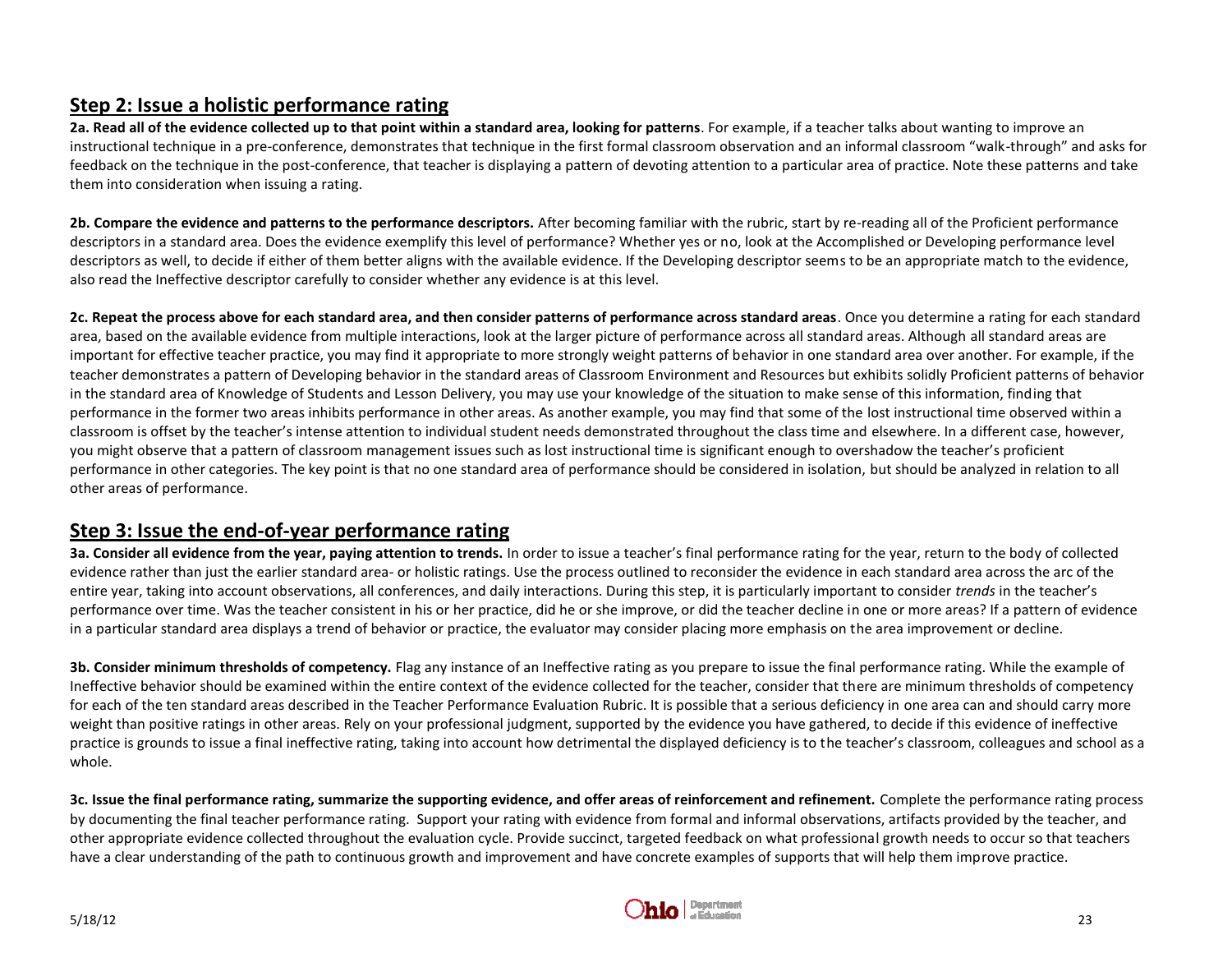## Step 2: Issue a holistic performance rating

**2a. Read all of the evidence collected up to that point within a standard area, looking for patterns**. For example, if a teacher talks about wanting to improve an instructional technique in a pre-conference, demonstrates that technique in the first formal classroom observation and an informal classroom "walk-through" and asks for feedback on the technique in the post-conference, that teacher is displaying a pattern of devoting attention to a particular area of practice. Note these patterns and take them into consideration when issuing a rating.

**2b. Compare the evidence and patterns to the performance descriptors.** After becoming familiar with the rubric, start by re-reading all of the Proficient performance descriptors in a standard area. Does the evidence exemplify this level of performance? Whether yes or no, look at the Accomplished or Developing performance level descriptors as well, to decide if either of them better aligns with the available evidence. If the Developing descriptor seems to be an appropriate match to the evidence, also read the Ineffective descriptor carefully to consider whether any evidence is at this level.

**2c. Repeat the process above for each standard area, and then consider patterns of performance across standard areas**. Once you determine a rating for each standard area, based on the available evidence from multiple interactions, look at the larger picture of performance across all standard areas. Although all standard areas are important for effective teacher practice, you may find it appropriate to more strongly weight patterns of behavior in one standard area over another. For example, if the teacher demonstrates a pattern of Developing behavior in the standard areas of Classroom Environment and Resources but exhibits solidly Proficient patterns of behavior in the standard area of Knowledge of Students and Lesson Delivery, you may use your knowledge of the situation to make sense of this information, finding that performance in the former two areas inhibits performance in other areas. As another example, you may find that some of the lost instructional time observed within a classroom is offset by the teacher's intense attention to individual student needs demonstrated throughout the class time and elsewhere. In a different case, however, you might observe that a pattern of classroom management issues such as lost instructional time is significant enough to overshadow the teacher's proficient performance in other categories. The key point is that no one standard area of performance should be considered in isolation, but should be analyzed in relation to all other areas of performance.

## Step 3: Issue the end-of-year performance rating

**3a. Consider all evidence from the year, paying attention to trends.** In order to issue a teacher's final performance rating for the year, return to the body of collected evidence rather than just the earlier standard area- or holistic ratings. Use the process outlined to reconsider the evidence in each standard area across the arc of the entire year, taking into account observations, all conferences, and daily interactions. During this step, it is particularly important to consider *trends* in the teacher's performance over time. Was the teacher consistent in his or her practice, did he or she improve, or did the teacher decline in one or more areas? If a pattern of evidence in a particular standard area displays a trend of behavior or practice, the evaluator may consider placing more emphasis on the area improvement or decline.

**3b. Consider minimum thresholds of competency.** Flag any instance of an Ineffective rating as you prepare to issue the final performance rating. While the example of Ineffective behavior should be examined within the entire context of the evidence collected for the teacher, consider that there are minimum thresholds of competency for each of the ten standard areas described in the Teacher Performance Evaluation Rubric. It is possible that a serious deficiency in one area can and should carry more weight than positive ratings in other areas. Rely on your professional judgment, supported by the evidence you have gathered, to decide if this evidence of ineffective practice is grounds to issue a final ineffective rating, taking into account how detrimental the displayed deficiency is to the teacher's classroom, colleagues and school as a whole.

**3c. Issue the final performance rating, summarize the supporting evidence, and offer areas of reinforcement and refinement.** Complete the performance rating process by documenting the final teacher performance rating. Support your rating with evidence from formal and informal observations, artifacts provided by the teacher, and other appropriate evidence collected throughout the evaluation cycle. Provide succinct, targeted feedback on what professional growth needs to occur so that teachers have a clear understanding of the path to continuous growth and improvement and have concrete examples of supports that will help them improve practice.